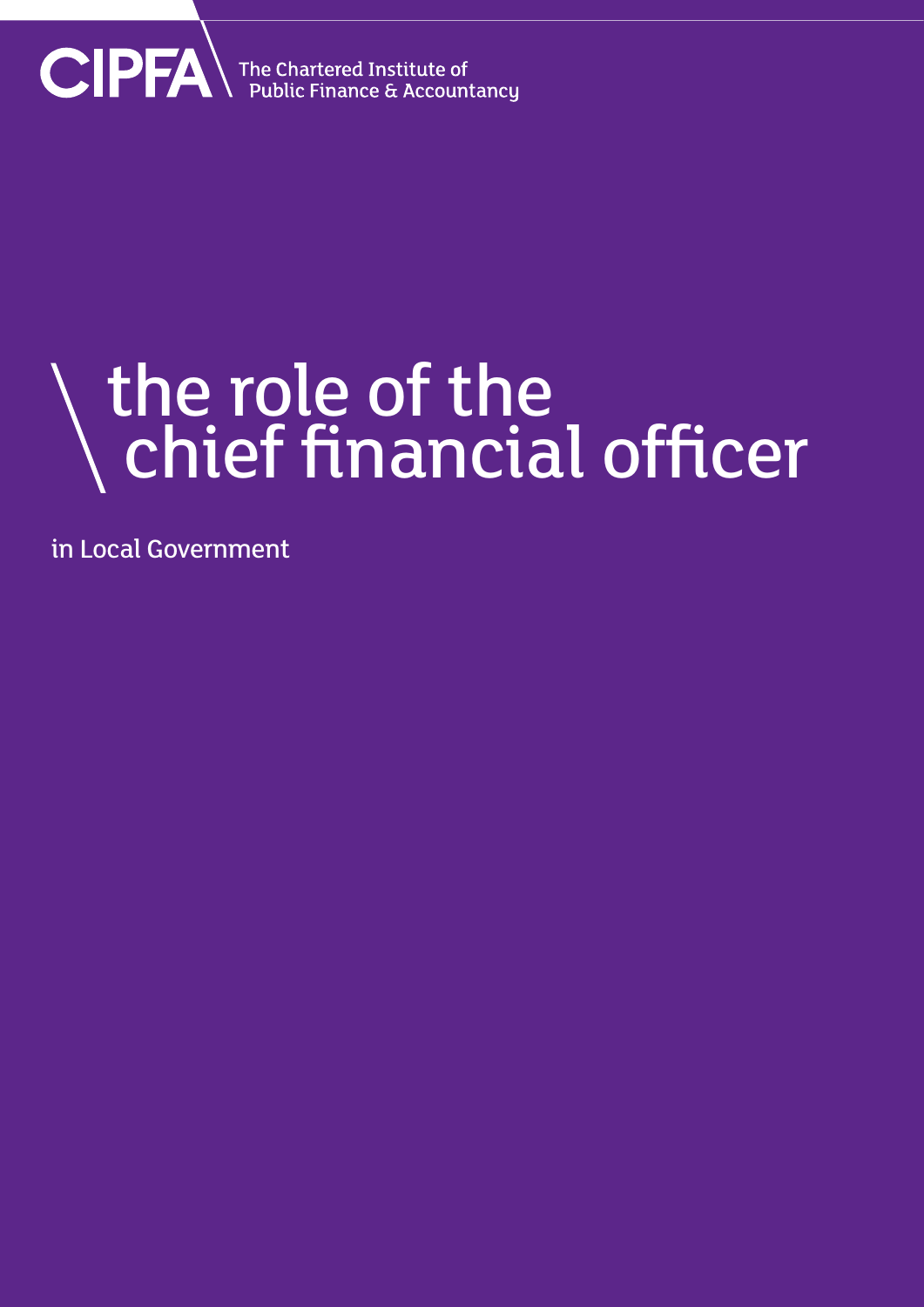CIPFA The Chartered Institute of Public Finance & Accountancy

# the role of the chief financial officer

in Local Government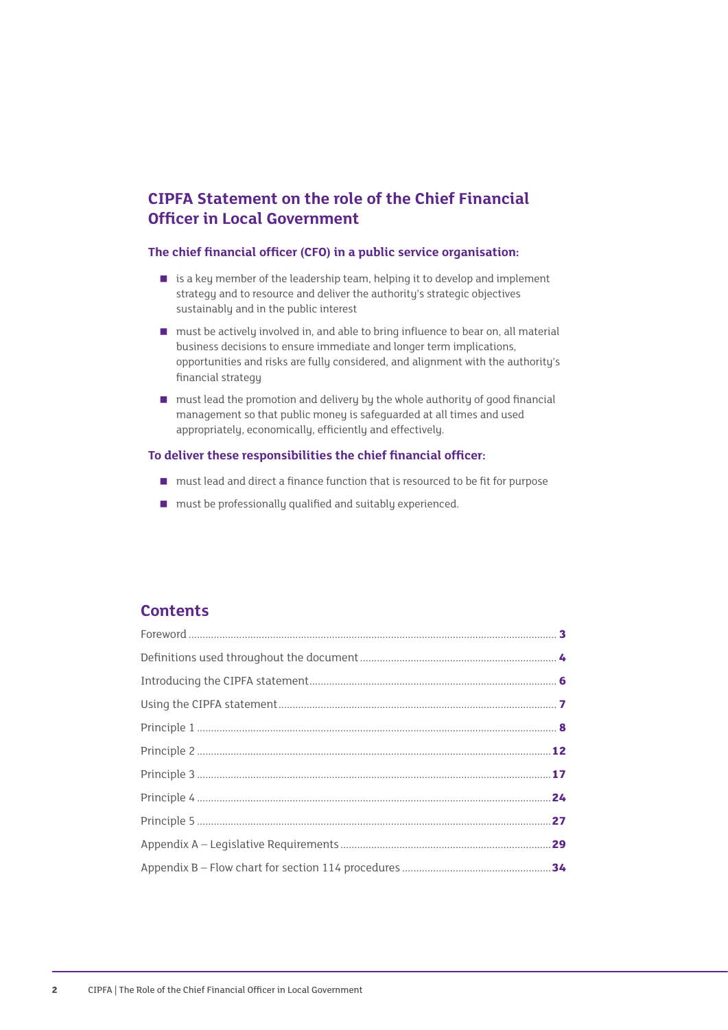## CIPFA Statement on the role of the Chief Financial Officer in Local Government

**The chief financial officer (CFO) in a public service organisation:**

- is a key member of the leadership team, helping it to develop and implement strategy and to resource and deliver the authority's strategic objectives sustainably and in the public interest
- must be actively involved in, and able to bring influence to bear on, all material business decisions to ensure immediate and longer term implications, opportunities and risks are fully considered, and alignment with the authority's financial strategy
- must lead the promotion and delivery by the whole authority of good financial management so that public money is safeguarded at all times and used appropriately, economically, efficiently and effectively.

**To deliver these responsibilities the chief financial officer:**

- must lead and direct a finance function that is resourced to be fit for purpose
- must be professionally qualified and suitably experienced.

## Contents

| | |
|---|---|
| Foreword | **3** |
| Definitions used throughout the document | **4** |
| Introducing the CIPFA statement | **6** |
| Using the CIPFA statement | **7** |
| Principle 1 | **8** |
| Principle 2 | **12** |
| Principle 3 | **17** |
| Principle 4 | **24** |
| Principle 5 | **27** |
| Appendix A – Legislative Requirements | **29** |
| Appendix B – Flow chart for section 114 procedures | **34** |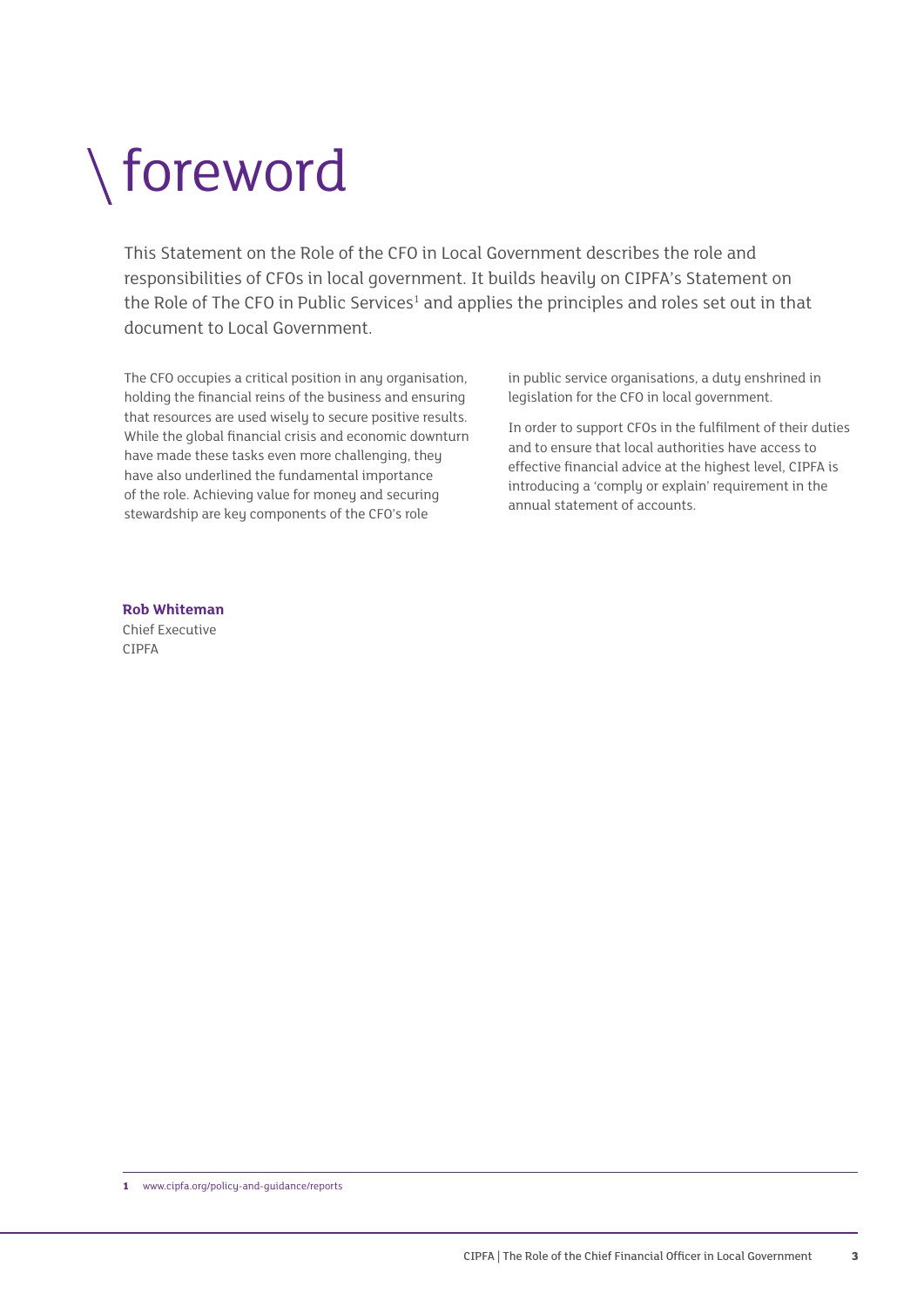# \ foreword

This Statement on the Role of the CFO in Local Government describes the role and responsibilities of CFOs in local government. It builds heavily on CIPFA's Statement on the Role of The CFO in Public Services[1] and applies the principles and roles set out in that document to Local Government.

The CFO occupies a critical position in any organisation, holding the financial reins of the business and ensuring that resources are used wisely to secure positive results. While the global financial crisis and economic downturn have made these tasks even more challenging, they have also underlined the fundamental importance of the role. Achieving value for money and securing stewardship are key components of the CFO's role in public service organisations, a duty enshrined in legislation for the CFO in local government.

In order to support CFOs in the fulfilment of their duties and to ensure that local authorities have access to effective financial advice at the highest level, CIPFA is introducing a 'comply or explain' requirement in the annual statement of accounts.

**Rob Whiteman**
Chief Executive
CIPFA

1 www.cipfa.org/policy-and-guidance/reports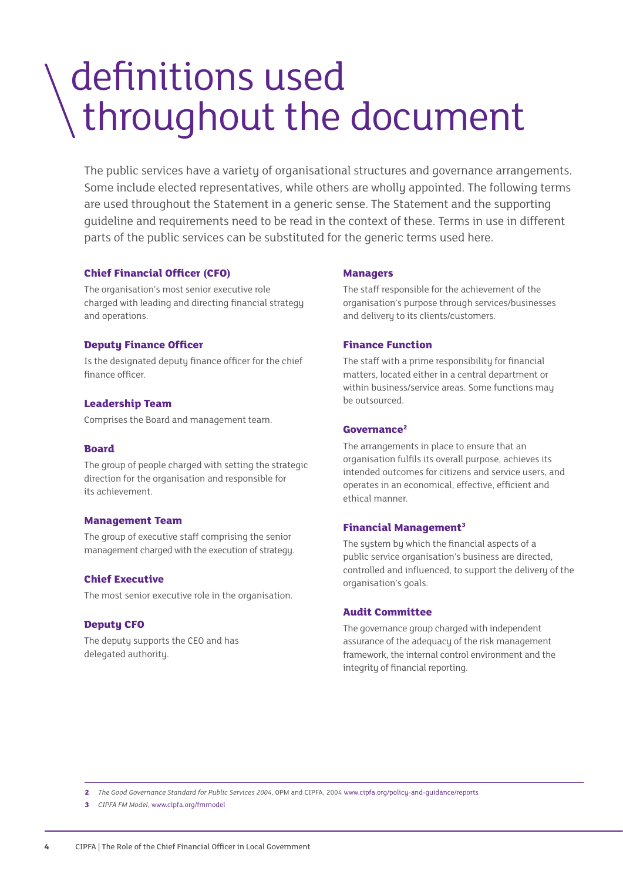# definitions used throughout the document

The public services have a variety of organisational structures and governance arrangements. Some include elected representatives, while others are wholly appointed. The following terms are used throughout the Statement in a generic sense. The Statement and the supporting guideline and requirements need to be read in the context of these. Terms in use in different parts of the public services can be substituted for the generic terms used here.

**Chief Financial Officer (CFO)**

The organisation's most senior executive role charged with leading and directing financial strategy and operations.

**Deputy Finance Officer**

Is the designated deputy finance officer for the chief finance officer.

**Leadership Team**

Comprises the Board and management team.

**Board**

The group of people charged with setting the strategic direction for the organisation and responsible for its achievement.

**Management Team**

The group of executive staff comprising the senior management charged with the execution of strategy.

**Chief Executive**

The most senior executive role in the organisation.

**Deputy CFO**

The deputy supports the CEO and has delegated authority.

**Managers**

The staff responsible for the achievement of the organisation's purpose through services/businesses and delivery to its clients/customers.

**Finance Function**

The staff with a prime responsibility for financial matters, located either in a central department or within business/service areas. Some functions may be outsourced.

**Governance[2]**

The arrangements in place to ensure that an organisation fulfils its overall purpose, achieves its intended outcomes for citizens and service users, and operates in an economical, effective, efficient and ethical manner.

**Financial Management[3]**

The system by which the financial aspects of a public service organisation's business are directed, controlled and influenced, to support the delivery of the organisation's goals.

**Audit Committee**

The governance group charged with independent assurance of the adequacy of the risk management framework, the internal control environment and the integrity of financial reporting.

---

2 *The Good Governance Standard for Public Services 2004*, OPM and CIPFA, 2004 www.cipfa.org/policy-and-guidance/reports

3 *CIPFA FM Model*, www.cipfa.org/fmmodel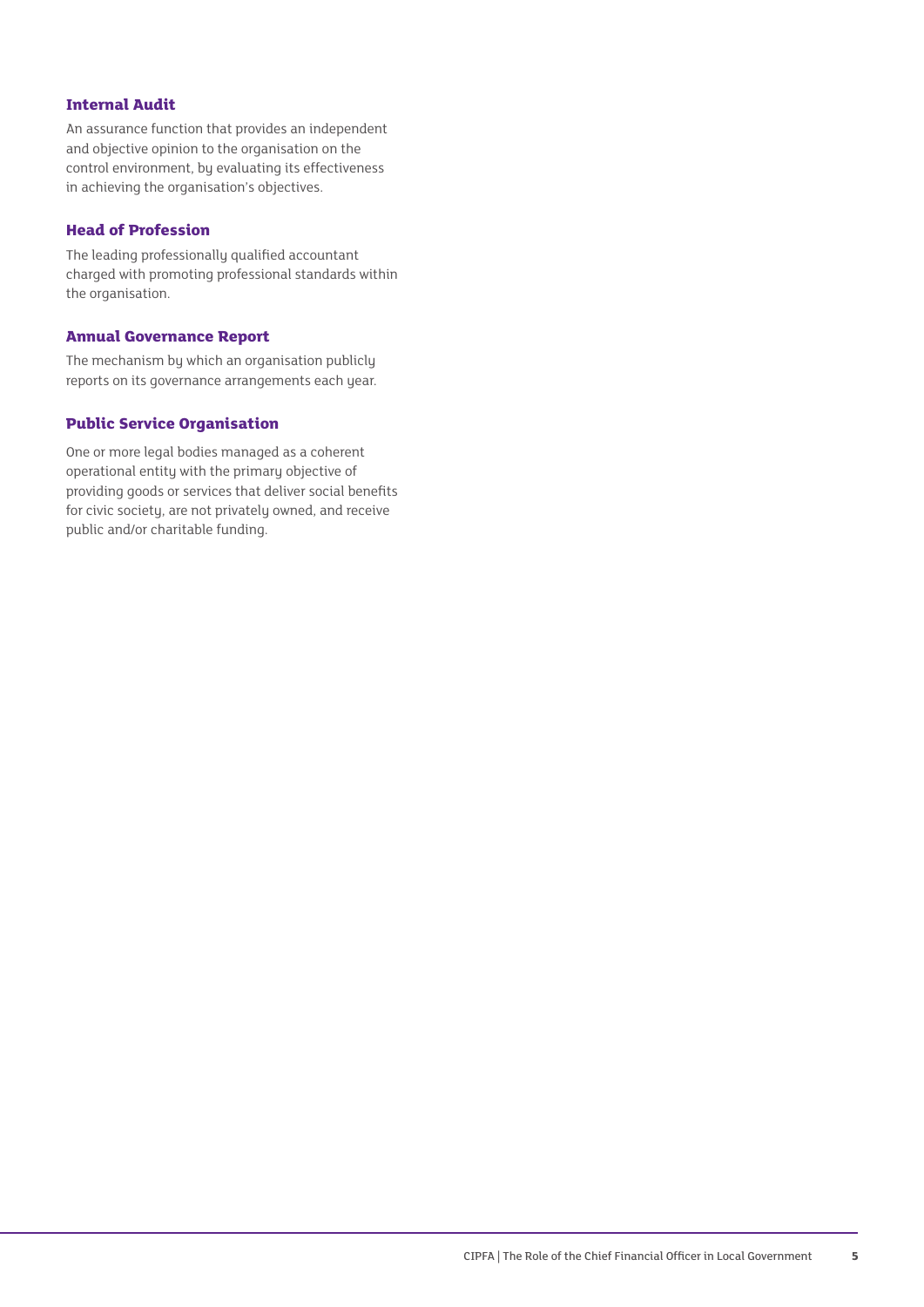### Internal Audit

An assurance function that provides an independent and objective opinion to the organisation on the control environment, by evaluating its effectiveness in achieving the organisation's objectives.

### Head of Profession

The leading professionally qualified accountant charged with promoting professional standards within the organisation.

### Annual Governance Report

The mechanism by which an organisation publicly reports on its governance arrangements each year.

### Public Service Organisation

One or more legal bodies managed as a coherent operational entity with the primary objective of providing goods or services that deliver social benefits for civic society, are not privately owned, and receive public and/or charitable funding.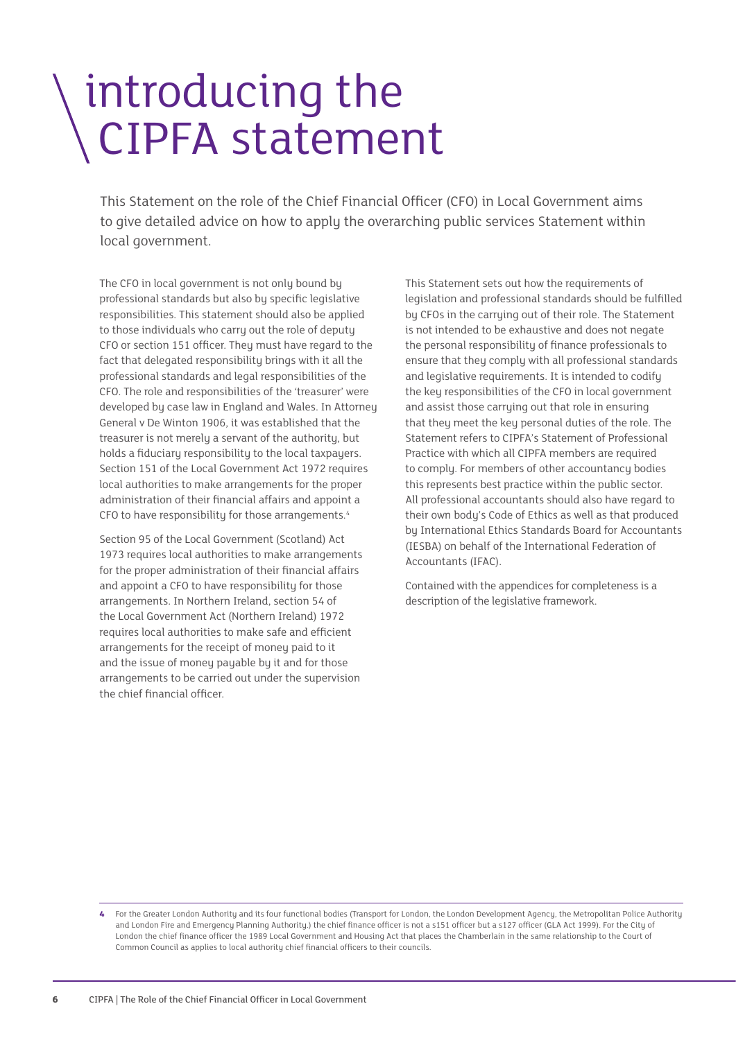# introducing the CIPFA statement

This Statement on the role of the Chief Financial Officer (CFO) in Local Government aims to give detailed advice on how to apply the overarching public services Statement within local government.

The CFO in local government is not only bound by professional standards but also by specific legislative responsibilities. This statement should also be applied to those individuals who carry out the role of deputy CFO or section 151 officer. They must have regard to the fact that delegated responsibility brings with it all the professional standards and legal responsibilities of the CFO. The role and responsibilities of the 'treasurer' were developed by case law in England and Wales. In Attorney General v De Winton 1906, it was established that the treasurer is not merely a servant of the authority, but holds a fiduciary responsibility to the local taxpayers. Section 151 of the Local Government Act 1972 requires local authorities to make arrangements for the proper administration of their financial affairs and appoint a CFO to have responsibility for those arrangements.[4]

Section 95 of the Local Government (Scotland) Act 1973 requires local authorities to make arrangements for the proper administration of their financial affairs and appoint a CFO to have responsibility for those arrangements. In Northern Ireland, section 54 of the Local Government Act (Northern Ireland) 1972 requires local authorities to make safe and efficient arrangements for the receipt of money paid to it and the issue of money payable by it and for those arrangements to be carried out under the supervision the chief financial officer.

This Statement sets out how the requirements of legislation and professional standards should be fulfilled by CFOs in the carrying out of their role. The Statement is not intended to be exhaustive and does not negate the personal responsibility of finance professionals to ensure that they comply with all professional standards and legislative requirements. It is intended to codify the key responsibilities of the CFO in local government and assist those carrying out that role in ensuring that they meet the key personal duties of the role. The Statement refers to CIPFA's Statement of Professional Practice with which all CIPFA members are required to comply. For members of other accountancy bodies this represents best practice within the public sector. All professional accountants should also have regard to their own body's Code of Ethics as well as that produced by International Ethics Standards Board for Accountants (IESBA) on behalf of the International Federation of Accountants (IFAC).

Contained with the appendices for completeness is a description of the legislative framework.

---

4 For the Greater London Authority and its four functional bodies (Transport for London, the London Development Agency, the Metropolitan Police Authority and London Fire and Emergency Planning Authority.) the chief finance officer is not a s151 officer but a s127 officer (GLA Act 1999). For the City of London the chief finance officer the 1989 Local Government and Housing Act that places the Chamberlain in the same relationship to the Court of Common Council as applies to local authority chief financial officers to their councils.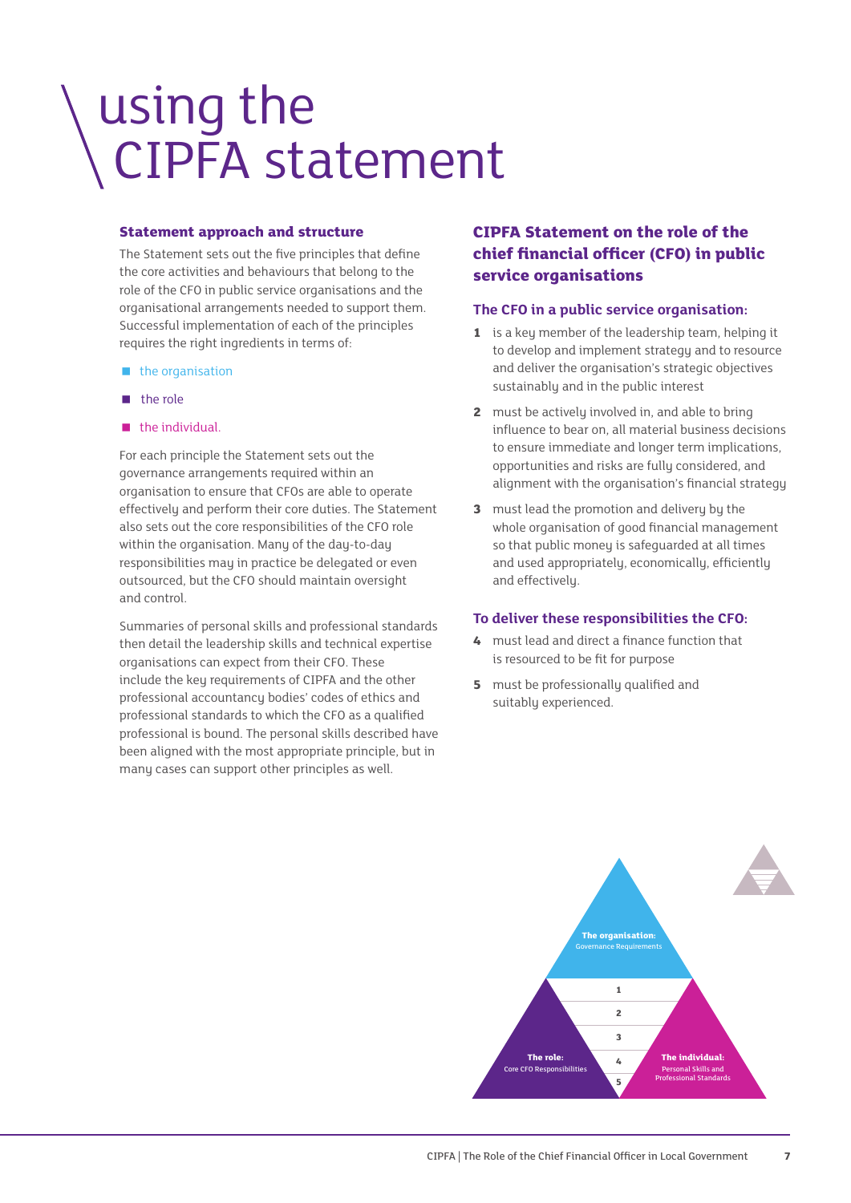# using the CIPFA statement

### Statement approach and structure

The Statement sets out the five principles that define the core activities and behaviours that belong to the role of the CFO in public service organisations and the organisational arrangements needed to support them. Successful implementation of each of the principles requires the right ingredients in terms of:

- the organisation
- the role
- the individual.

For each principle the Statement sets out the governance arrangements required within an organisation to ensure that CFOs are able to operate effectively and perform their core duties. The Statement also sets out the core responsibilities of the CFO role within the organisation. Many of the day-to-day responsibilities may in practice be delegated or even outsourced, but the CFO should maintain oversight and control.

Summaries of personal skills and professional standards then detail the leadership skills and technical expertise organisations can expect from their CFO. These include the key requirements of CIPFA and the other professional accountancy bodies' codes of ethics and professional standards to which the CFO as a qualified professional is bound. The personal skills described have been aligned with the most appropriate principle, but in many cases can support other principles as well.

## CIPFA Statement on the role of the chief financial officer (CFO) in public service organisations

### The CFO in a public service organisation:

1. is a key member of the leadership team, helping it to develop and implement strategy and to resource and deliver the organisation's strategic objectives sustainably and in the public interest
2. must be actively involved in, and able to bring influence to bear on, all material business decisions to ensure immediate and longer term implications, opportunities and risks are fully considered, and alignment with the organisation's financial strategy
3. must lead the promotion and delivery by the whole organisation of good financial management so that public money is safeguarded at all times and used appropriately, economically, efficiently and effectively.

### To deliver these responsibilities the CFO:

4. must lead and direct a finance function that is resourced to be fit for purpose
5. must be professionally qualified and suitably experienced.

**The organisation:** Governance Requirements

**The role:** Core CFO Responsibilities

**The individual:** Personal Skills and Professional Standards

1 2 3 4 5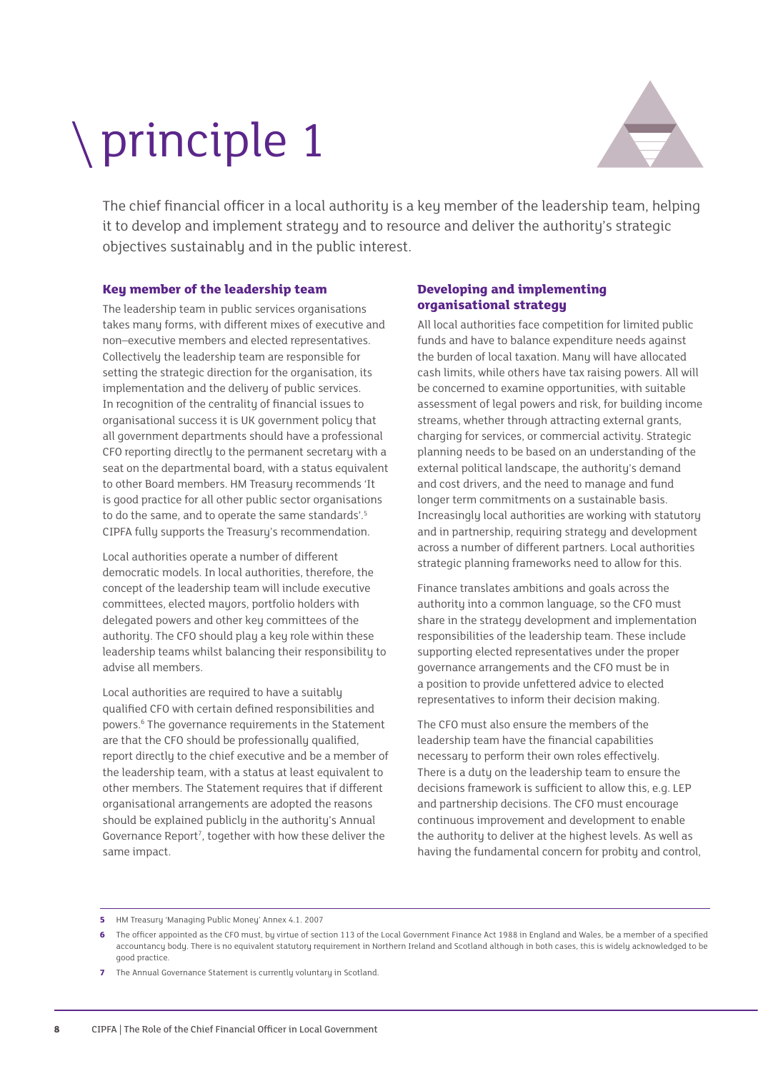# \ principle 1

The chief financial officer in a local authority is a key member of the leadership team, helping it to develop and implement strategy and to resource and deliver the authority's strategic objectives sustainably and in the public interest.

### Key member of the leadership team

The leadership team in public services organisations takes many forms, with different mixes of executive and non–executive members and elected representatives. Collectively the leadership team are responsible for setting the strategic direction for the organisation, its implementation and the delivery of public services. In recognition of the centrality of financial issues to organisational success it is UK government policy that all government departments should have a professional CFO reporting directly to the permanent secretary with a seat on the departmental board, with a status equivalent to other Board members. HM Treasury recommends 'It is good practice for all other public sector organisations to do the same, and to operate the same standards'.[5] CIPFA fully supports the Treasury's recommendation.

Local authorities operate a number of different democratic models. In local authorities, therefore, the concept of the leadership team will include executive committees, elected mayors, portfolio holders with delegated powers and other key committees of the authority. The CFO should play a key role within these leadership teams whilst balancing their responsibility to advise all members.

Local authorities are required to have a suitably qualified CFO with certain defined responsibilities and powers.[6] The governance requirements in the Statement are that the CFO should be professionally qualified, report directly to the chief executive and be a member of the leadership team, with a status at least equivalent to other members. The Statement requires that if different organisational arrangements are adopted the reasons should be explained publicly in the authority's Annual Governance Report[7], together with how these deliver the same impact.

### Developing and implementing organisational strategy

All local authorities face competition for limited public funds and have to balance expenditure needs against the burden of local taxation. Many will have allocated cash limits, while others have tax raising powers. All will be concerned to examine opportunities, with suitable assessment of legal powers and risk, for building income streams, whether through attracting external grants, charging for services, or commercial activity. Strategic planning needs to be based on an understanding of the external political landscape, the authority's demand and cost drivers, and the need to manage and fund longer term commitments on a sustainable basis. Increasingly local authorities are working with statutory and in partnership, requiring strategy and development across a number of different partners. Local authorities strategic planning frameworks need to allow for this.

Finance translates ambitions and goals across the authority into a common language, so the CFO must share in the strategy development and implementation responsibilities of the leadership team. These include supporting elected representatives under the proper governance arrangements and the CFO must be in a position to provide unfettered advice to elected representatives to inform their decision making.

The CFO must also ensure the members of the leadership team have the financial capabilities necessary to perform their own roles effectively. There is a duty on the leadership team to ensure the decisions framework is sufficient to allow this, e.g. LEP and partnership decisions. The CFO must encourage continuous improvement and development to enable the authority to deliver at the highest levels. As well as having the fundamental concern for probity and control,

---

5 HM Treasury 'Managing Public Money' Annex 4.1. 2007

6 The officer appointed as the CFO must, by virtue of section 113 of the Local Government Finance Act 1988 in England and Wales, be a member of a specified accountancy body. There is no equivalent statutory requirement in Northern Ireland and Scotland although in both cases, this is widely acknowledged to be good practice.

7 The Annual Governance Statement is currently voluntary in Scotland.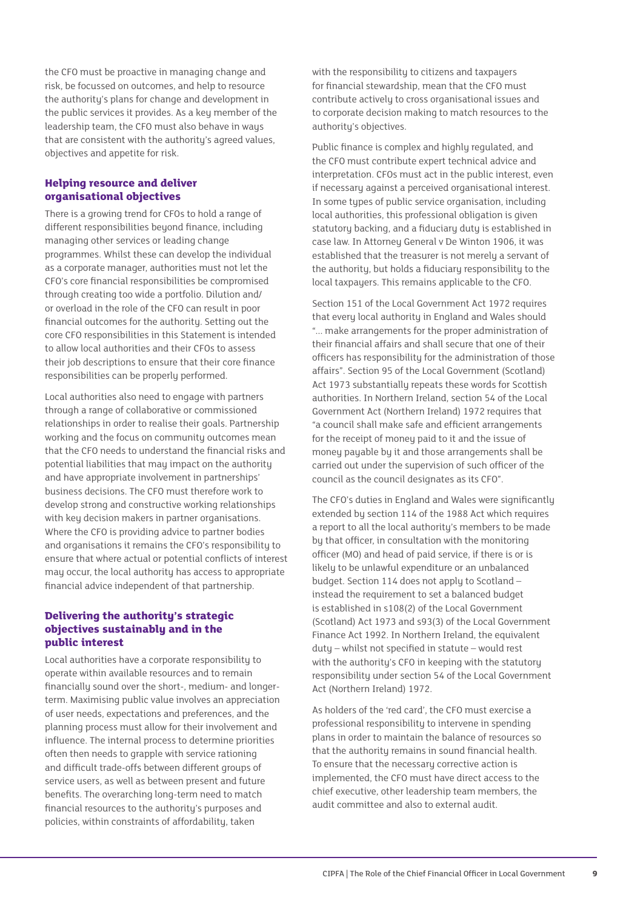the CFO must be proactive in managing change and risk, be focussed on outcomes, and help to resource the authority's plans for change and development in the public services it provides. As a key member of the leadership team, the CFO must also behave in ways that are consistent with the authority's agreed values, objectives and appetite for risk.

### Helping resource and deliver organisational objectives

There is a growing trend for CFOs to hold a range of different responsibilities beyond finance, including managing other services or leading change programmes. Whilst these can develop the individual as a corporate manager, authorities must not let the CFO's core financial responsibilities be compromised through creating too wide a portfolio. Dilution and/or overload in the role of the CFO can result in poor financial outcomes for the authority. Setting out the core CFO responsibilities in this Statement is intended to allow local authorities and their CFOs to assess their job descriptions to ensure that their core finance responsibilities can be properly performed.

Local authorities also need to engage with partners through a range of collaborative or commissioned relationships in order to realise their goals. Partnership working and the focus on community outcomes mean that the CFO needs to understand the financial risks and potential liabilities that may impact on the authority and have appropriate involvement in partnerships' business decisions. The CFO must therefore work to develop strong and constructive working relationships with key decision makers in partner organisations. Where the CFO is providing advice to partner bodies and organisations it remains the CFO's responsibility to ensure that where actual or potential conflicts of interest may occur, the local authority has access to appropriate financial advice independent of that partnership.

### Delivering the authority's strategic objectives sustainably and in the public interest

Local authorities have a corporate responsibility to operate within available resources and to remain financially sound over the short-, medium- and longer-term. Maximising public value involves an appreciation of user needs, expectations and preferences, and the planning process must allow for their involvement and influence. The internal process to determine priorities often then needs to grapple with service rationing and difficult trade-offs between different groups of service users, as well as between present and future benefits. The overarching long-term need to match financial resources to the authority's purposes and policies, within constraints of affordability, taken with the responsibility to citizens and taxpayers for financial stewardship, mean that the CFO must contribute actively to cross organisational issues and to corporate decision making to match resources to the authority's objectives.

Public finance is complex and highly regulated, and the CFO must contribute expert technical advice and interpretation. CFOs must act in the public interest, even if necessary against a perceived organisational interest. In some types of public service organisation, including local authorities, this professional obligation is given statutory backing, and a fiduciary duty is established in case law. In Attorney General v De Winton 1906, it was established that the treasurer is not merely a servant of the authority, but holds a fiduciary responsibility to the local taxpayers. This remains applicable to the CFO.

Section 151 of the Local Government Act 1972 requires that every local authority in England and Wales should "... make arrangements for the proper administration of their financial affairs and shall secure that one of their officers has responsibility for the administration of those affairs". Section 95 of the Local Government (Scotland) Act 1973 substantially repeats these words for Scottish authorities. In Northern Ireland, section 54 of the Local Government Act (Northern Ireland) 1972 requires that "a council shall make safe and efficient arrangements for the receipt of money paid to it and the issue of money payable by it and those arrangements shall be carried out under the supervision of such officer of the council as the council designates as its CFO".

The CFO's duties in England and Wales were significantly extended by section 114 of the 1988 Act which requires a report to all the local authority's members to be made by that officer, in consultation with the monitoring officer (MO) and head of paid service, if there is or is likely to be unlawful expenditure or an unbalanced budget. Section 114 does not apply to Scotland – instead the requirement to set a balanced budget is established in s108(2) of the Local Government (Scotland) Act 1973 and s93(3) of the Local Government Finance Act 1992. In Northern Ireland, the equivalent duty – whilst not specified in statute – would rest with the authority's CFO in keeping with the statutory responsibility under section 54 of the Local Government Act (Northern Ireland) 1972.

As holders of the 'red card', the CFO must exercise a professional responsibility to intervene in spending plans in order to maintain the balance of resources so that the authority remains in sound financial health. To ensure that the necessary corrective action is implemented, the CFO must have direct access to the chief executive, other leadership team members, the audit committee and also to external audit.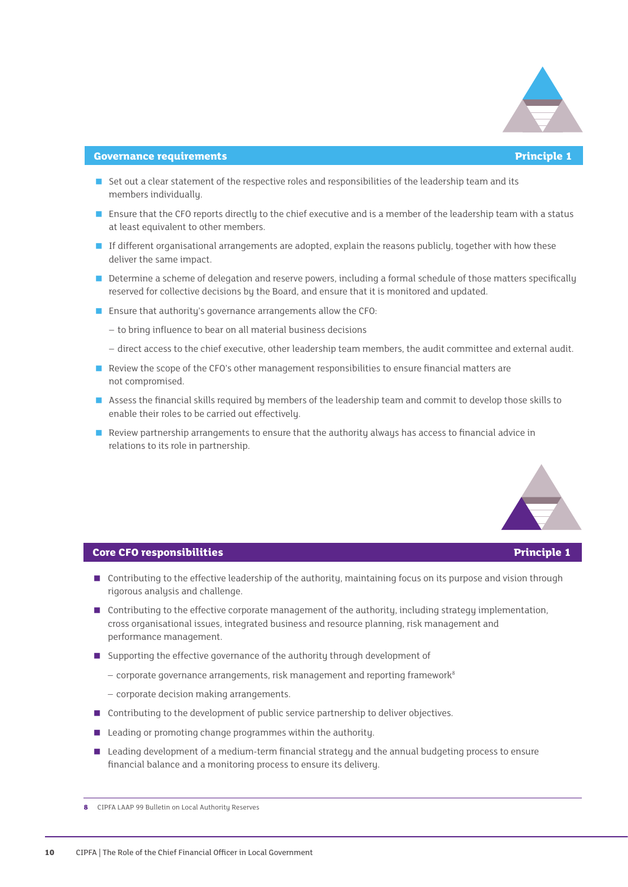## Governance requirements — Principle 1

- Set out a clear statement of the respective roles and responsibilities of the leadership team and its members individually.
- Ensure that the CFO reports directly to the chief executive and is a member of the leadership team with a status at least equivalent to other members.
- If different organisational arrangements are adopted, explain the reasons publicly, together with how these deliver the same impact.
- Determine a scheme of delegation and reserve powers, including a formal schedule of those matters specifically reserved for collective decisions by the Board, and ensure that it is monitored and updated.
- Ensure that authority's governance arrangements allow the CFO:
  - to bring influence to bear on all material business decisions
  - direct access to the chief executive, other leadership team members, the audit committee and external audit.
- Review the scope of the CFO's other management responsibilities to ensure financial matters are not compromised.
- Assess the financial skills required by members of the leadership team and commit to develop those skills to enable their roles to be carried out effectively.
- Review partnership arrangements to ensure that the authority always has access to financial advice in relations to its role in partnership.

## Core CFO responsibilities — Principle 1

- Contributing to the effective leadership of the authority, maintaining focus on its purpose and vision through rigorous analysis and challenge.
- Contributing to the effective corporate management of the authority, including strategy implementation, cross organisational issues, integrated business and resource planning, risk management and performance management.
- Supporting the effective governance of the authority through development of
  - corporate governance arrangements, risk management and reporting framework[8]
  - corporate decision making arrangements.
- Contributing to the development of public service partnership to deliver objectives.
- Leading or promoting change programmes within the authority.
- Leading development of a medium-term financial strategy and the annual budgeting process to ensure financial balance and a monitoring process to ensure its delivery.

---

8 CIPFA LAAP 99 Bulletin on Local Authority Reserves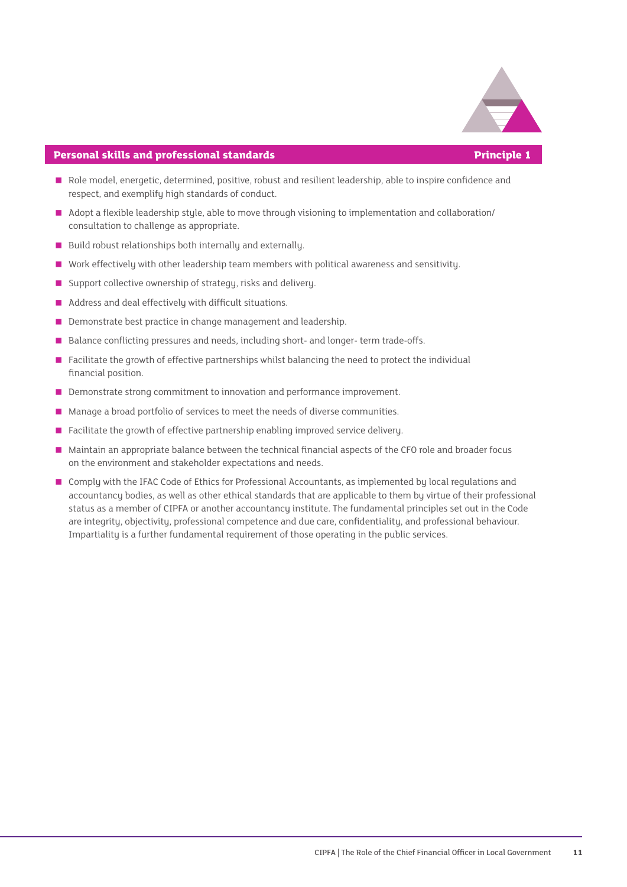## Personal skills and professional standards — Principle 1

- Role model, energetic, determined, positive, robust and resilient leadership, able to inspire confidence and respect, and exemplify high standards of conduct.
- Adopt a flexible leadership style, able to move through visioning to implementation and collaboration/consultation to challenge as appropriate.
- Build robust relationships both internally and externally.
- Work effectively with other leadership team members with political awareness and sensitivity.
- Support collective ownership of strategy, risks and delivery.
- Address and deal effectively with difficult situations.
- Demonstrate best practice in change management and leadership.
- Balance conflicting pressures and needs, including short- and longer- term trade-offs.
- Facilitate the growth of effective partnerships whilst balancing the need to protect the individual financial position.
- Demonstrate strong commitment to innovation and performance improvement.
- Manage a broad portfolio of services to meet the needs of diverse communities.
- Facilitate the growth of effective partnership enabling improved service delivery.
- Maintain an appropriate balance between the technical financial aspects of the CFO role and broader focus on the environment and stakeholder expectations and needs.
- Comply with the IFAC Code of Ethics for Professional Accountants, as implemented by local regulations and accountancy bodies, as well as other ethical standards that are applicable to them by virtue of their professional status as a member of CIPFA or another accountancy institute. The fundamental principles set out in the Code are integrity, objectivity, professional competence and due care, confidentiality, and professional behaviour. Impartiality is a further fundamental requirement of those operating in the public services.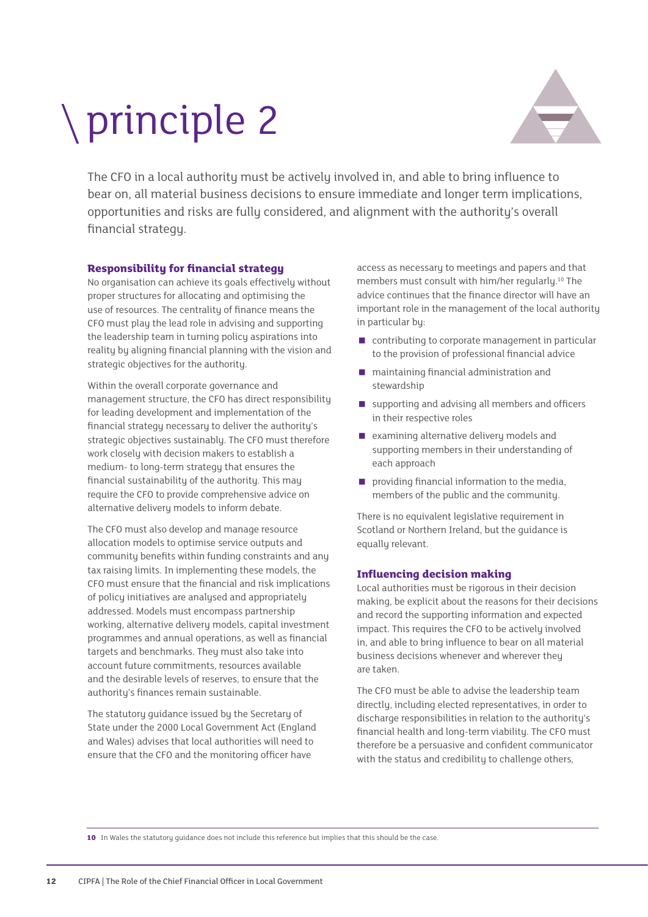# \ principle 2

The CFO in a local authority must be actively involved in, and able to bring influence to bear on, all material business decisions to ensure immediate and longer term implications, opportunities and risks are fully considered, and alignment with the authority's overall financial strategy.

### Responsibility for financial strategy

No organisation can achieve its goals effectively without proper structures for allocating and optimising the use of resources. The centrality of finance means the CFO must play the lead role in advising and supporting the leadership team in turning policy aspirations into reality by aligning financial planning with the vision and strategic objectives for the authority.

Within the overall corporate governance and management structure, the CFO has direct responsibility for leading development and implementation of the financial strategy necessary to deliver the authority's strategic objectives sustainably. The CFO must therefore work closely with decision makers to establish a medium- to long-term strategy that ensures the financial sustainability of the authority. This may require the CFO to provide comprehensive advice on alternative delivery models to inform debate.

The CFO must also develop and manage resource allocation models to optimise service outputs and community benefits within funding constraints and any tax raising limits. In implementing these models, the CFO must ensure that the financial and risk implications of policy initiatives are analysed and appropriately addressed. Models must encompass partnership working, alternative delivery models, capital investment programmes and annual operations, as well as financial targets and benchmarks. They must also take into account future commitments, resources available and the desirable levels of reserves, to ensure that the authority's finances remain sustainable.

The statutory guidance issued by the Secretary of State under the 2000 Local Government Act (England and Wales) advises that local authorities will need to ensure that the CFO and the monitoring officer have access as necessary to meetings and papers and that members must consult with him/her regularly.[10] The advice continues that the finance director will have an important role in the management of the local authority in particular by:

- contributing to corporate management in particular to the provision of professional financial advice
- maintaining financial administration and stewardship
- supporting and advising all members and officers in their respective roles
- examining alternative delivery models and supporting members in their understanding of each approach
- providing financial information to the media, members of the public and the community.

There is no equivalent legislative requirement in Scotland or Northern Ireland, but the guidance is equally relevant.

### Influencing decision making

Local authorities must be rigorous in their decision making, be explicit about the reasons for their decisions and record the supporting information and expected impact. This requires the CFO to be actively involved in, and able to bring influence to bear on all material business decisions whenever and wherever they are taken.

The CFO must be able to advise the leadership team directly, including elected representatives, in order to discharge responsibilities in relation to the authority's financial health and long-term viability. The CFO must therefore be a persuasive and confident communicator with the status and credibility to challenge others,

---

**10** In Wales the statutory guidance does not include this reference but implies that this should be the case.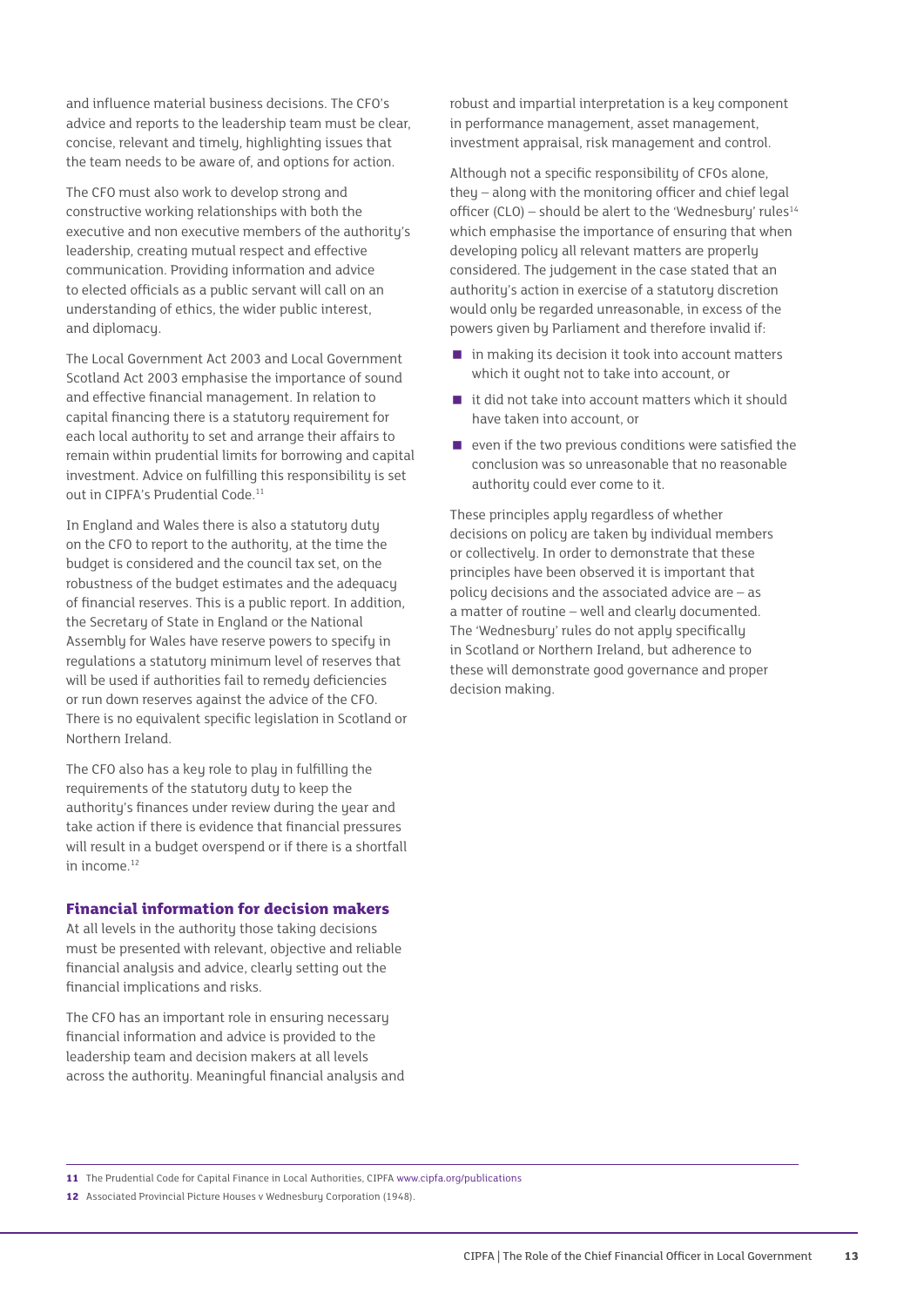and influence material business decisions. The CFO's advice and reports to the leadership team must be clear, concise, relevant and timely, highlighting issues that the team needs to be aware of, and options for action.

The CFO must also work to develop strong and constructive working relationships with both the executive and non executive members of the authority's leadership, creating mutual respect and effective communication. Providing information and advice to elected officials as a public servant will call on an understanding of ethics, the wider public interest, and diplomacy.

The Local Government Act 2003 and Local Government Scotland Act 2003 emphasise the importance of sound and effective financial management. In relation to capital financing there is a statutory requirement for each local authority to set and arrange their affairs to remain within prudential limits for borrowing and capital investment. Advice on fulfilling this responsibility is set out in CIPFA's Prudential Code.[11]

In England and Wales there is also a statutory duty on the CFO to report to the authority, at the time the budget is considered and the council tax set, on the robustness of the budget estimates and the adequacy of financial reserves. This is a public report. In addition, the Secretary of State in England or the National Assembly for Wales have reserve powers to specify in regulations a statutory minimum level of reserves that will be used if authorities fail to remedy deficiencies or run down reserves against the advice of the CFO. There is no equivalent specific legislation in Scotland or Northern Ireland.

The CFO also has a key role to play in fulfilling the requirements of the statutory duty to keep the authority's finances under review during the year and take action if there is evidence that financial pressures will result in a budget overspend or if there is a shortfall in income.[12]

## Financial information for decision makers

At all levels in the authority those taking decisions must be presented with relevant, objective and reliable financial analysis and advice, clearly setting out the financial implications and risks.

The CFO has an important role in ensuring necessary financial information and advice is provided to the leadership team and decision makers at all levels across the authority. Meaningful financial analysis and robust and impartial interpretation is a key component in performance management, asset management, investment appraisal, risk management and control.

Although not a specific responsibility of CFOs alone, they – along with the monitoring officer and chief legal officer (CLO) – should be alert to the 'Wednesbury' rules[14] which emphasise the importance of ensuring that when developing policy all relevant matters are properly considered. The judgement in the case stated that an authority's action in exercise of a statutory discretion would only be regarded unreasonable, in excess of the powers given by Parliament and therefore invalid if:

- in making its decision it took into account matters which it ought not to take into account, or
- it did not take into account matters which it should have taken into account, or
- even if the two previous conditions were satisfied the conclusion was so unreasonable that no reasonable authority could ever come to it.

These principles apply regardless of whether decisions on policy are taken by individual members or collectively. In order to demonstrate that these principles have been observed it is important that policy decisions and the associated advice are – as a matter of routine – well and clearly documented. The 'Wednesbury' rules do not apply specifically in Scotland or Northern Ireland, but adherence to these will demonstrate good governance and proper decision making.

---

**11** The Prudential Code for Capital Finance in Local Authorities, CIPFA www.cipfa.org/publications

**12** Associated Provincial Picture Houses v Wednesbury Corporation (1948).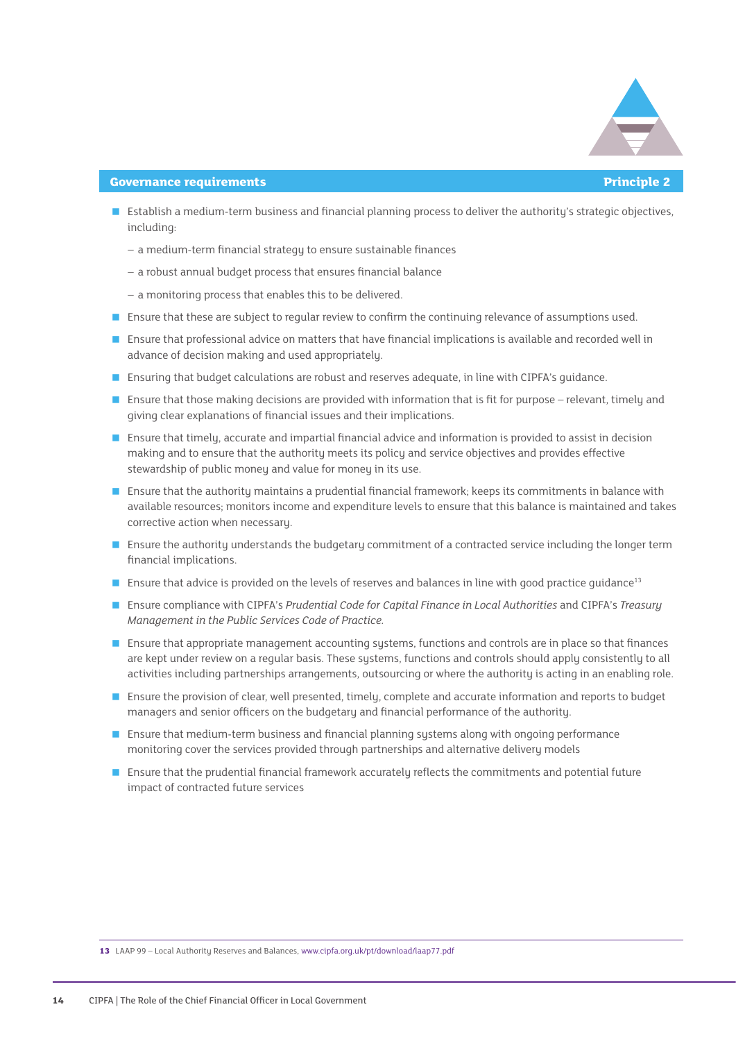## Governance requirements — Principle 2

- Establish a medium-term business and financial planning process to deliver the authority's strategic objectives, including:
  - a medium-term financial strategy to ensure sustainable finances
  - a robust annual budget process that ensures financial balance
  - a monitoring process that enables this to be delivered.
- Ensure that these are subject to regular review to confirm the continuing relevance of assumptions used.
- Ensure that professional advice on matters that have financial implications is available and recorded well in advance of decision making and used appropriately.
- Ensuring that budget calculations are robust and reserves adequate, in line with CIPFA's guidance.
- Ensure that those making decisions are provided with information that is fit for purpose – relevant, timely and giving clear explanations of financial issues and their implications.
- Ensure that timely, accurate and impartial financial advice and information is provided to assist in decision making and to ensure that the authority meets its policy and service objectives and provides effective stewardship of public money and value for money in its use.
- Ensure that the authority maintains a prudential financial framework; keeps its commitments in balance with available resources; monitors income and expenditure levels to ensure that this balance is maintained and takes corrective action when necessary.
- Ensure the authority understands the budgetary commitment of a contracted service including the longer term financial implications.
- Ensure that advice is provided on the levels of reserves and balances in line with good practice guidance[13]
- Ensure compliance with CIPFA's *Prudential Code for Capital Finance in Local Authorities* and CIPFA's *Treasury Management in the Public Services Code of Practice.*
- Ensure that appropriate management accounting systems, functions and controls are in place so that finances are kept under review on a regular basis. These systems, functions and controls should apply consistently to all activities including partnerships arrangements, outsourcing or where the authority is acting in an enabling role.
- Ensure the provision of clear, well presented, timely, complete and accurate information and reports to budget managers and senior officers on the budgetary and financial performance of the authority.
- Ensure that medium-term business and financial planning systems along with ongoing performance monitoring cover the services provided through partnerships and alternative delivery models
- Ensure that the prudential financial framework accurately reflects the commitments and potential future impact of contracted future services

---

**13** LAAP 99 – Local Authority Reserves and Balances, www.cipfa.org.uk/pt/download/laap77.pdf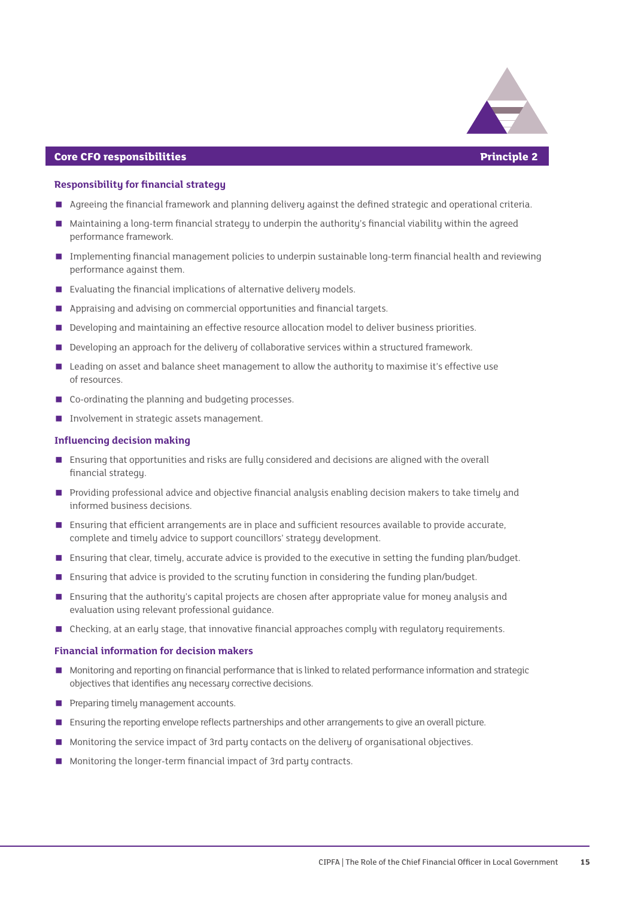## Core CFO responsibilities — Principle 2

### Responsibility for financial strategy

- Agreeing the financial framework and planning delivery against the defined strategic and operational criteria.
- Maintaining a long-term financial strategy to underpin the authority's financial viability within the agreed performance framework.
- Implementing financial management policies to underpin sustainable long-term financial health and reviewing performance against them.
- Evaluating the financial implications of alternative delivery models.
- Appraising and advising on commercial opportunities and financial targets.
- Developing and maintaining an effective resource allocation model to deliver business priorities.
- Developing an approach for the delivery of collaborative services within a structured framework.
- Leading on asset and balance sheet management to allow the authority to maximise it's effective use of resources.
- Co-ordinating the planning and budgeting processes.
- Involvement in strategic assets management.

### Influencing decision making

- Ensuring that opportunities and risks are fully considered and decisions are aligned with the overall financial strategy.
- Providing professional advice and objective financial analysis enabling decision makers to take timely and informed business decisions.
- Ensuring that efficient arrangements are in place and sufficient resources available to provide accurate, complete and timely advice to support councillors' strategy development.
- Ensuring that clear, timely, accurate advice is provided to the executive in setting the funding plan/budget.
- Ensuring that advice is provided to the scrutiny function in considering the funding plan/budget.
- Ensuring that the authority's capital projects are chosen after appropriate value for money analysis and evaluation using relevant professional guidance.
- Checking, at an early stage, that innovative financial approaches comply with regulatory requirements.

### Financial information for decision makers

- Monitoring and reporting on financial performance that is linked to related performance information and strategic objectives that identifies any necessary corrective decisions.
- Preparing timely management accounts.
- Ensuring the reporting envelope reflects partnerships and other arrangements to give an overall picture.
- Monitoring the service impact of 3rd party contacts on the delivery of organisational objectives.
- Monitoring the longer-term financial impact of 3rd party contracts.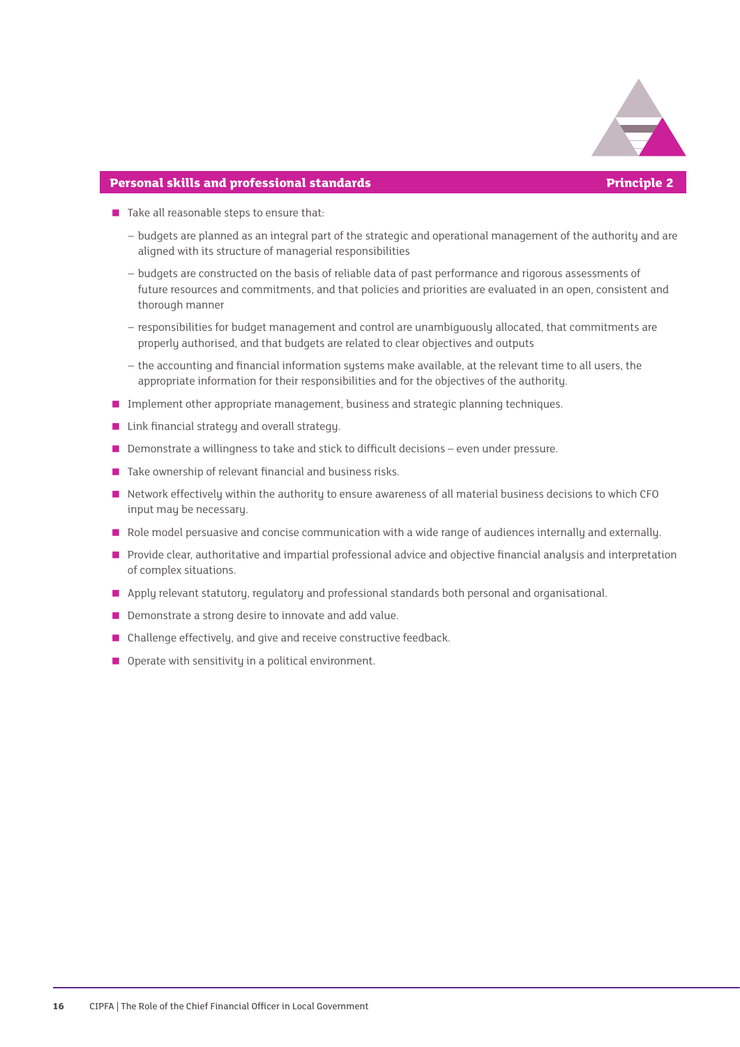## Personal skills and professional standards — Principle 2

- Take all reasonable steps to ensure that:
  - budgets are planned as an integral part of the strategic and operational management of the authority and are aligned with its structure of managerial responsibilities
  - budgets are constructed on the basis of reliable data of past performance and rigorous assessments of future resources and commitments, and that policies and priorities are evaluated in an open, consistent and thorough manner
  - responsibilities for budget management and control are unambiguously allocated, that commitments are properly authorised, and that budgets are related to clear objectives and outputs
  - the accounting and financial information systems make available, at the relevant time to all users, the appropriate information for their responsibilities and for the objectives of the authority.
- Implement other appropriate management, business and strategic planning techniques.
- Link financial strategy and overall strategy.
- Demonstrate a willingness to take and stick to difficult decisions – even under pressure.
- Take ownership of relevant financial and business risks.
- Network effectively within the authority to ensure awareness of all material business decisions to which CFO input may be necessary.
- Role model persuasive and concise communication with a wide range of audiences internally and externally.
- Provide clear, authoritative and impartial professional advice and objective financial analysis and interpretation of complex situations.
- Apply relevant statutory, regulatory and professional standards both personal and organisational.
- Demonstrate a strong desire to innovate and add value.
- Challenge effectively, and give and receive constructive feedback.
- Operate with sensitivity in a political environment.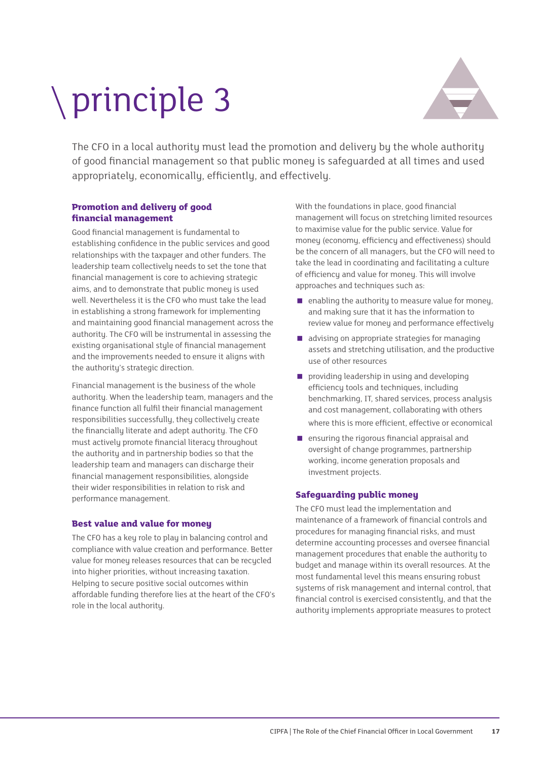# \ principle 3

The CFO in a local authority must lead the promotion and delivery by the whole authority of good financial management so that public money is safeguarded at all times and used appropriately, economically, efficiently, and effectively.

### Promotion and delivery of good financial management

Good financial management is fundamental to establishing confidence in the public services and good relationships with the taxpayer and other funders. The leadership team collectively needs to set the tone that financial management is core to achieving strategic aims, and to demonstrate that public money is used well. Nevertheless it is the CFO who must take the lead in establishing a strong framework for implementing and maintaining good financial management across the authority. The CFO will be instrumental in assessing the existing organisational style of financial management and the improvements needed to ensure it aligns with the authority's strategic direction.

Financial management is the business of the whole authority. When the leadership team, managers and the finance function all fulfil their financial management responsibilities successfully, they collectively create the financially literate and adept authority. The CFO must actively promote financial literacy throughout the authority and in partnership bodies so that the leadership team and managers can discharge their financial management responsibilities, alongside their wider responsibilities in relation to risk and performance management.

### Best value and value for money

The CFO has a key role to play in balancing control and compliance with value creation and performance. Better value for money releases resources that can be recycled into higher priorities, without increasing taxation. Helping to secure positive social outcomes within affordable funding therefore lies at the heart of the CFO's role in the local authority.

With the foundations in place, good financial management will focus on stretching limited resources to maximise value for the public service. Value for money (economy, efficiency and effectiveness) should be the concern of all managers, but the CFO will need to take the lead in coordinating and facilitating a culture of efficiency and value for money. This will involve approaches and techniques such as:

- enabling the authority to measure value for money, and making sure that it has the information to review value for money and performance effectively
- advising on appropriate strategies for managing assets and stretching utilisation, and the productive use of other resources
- providing leadership in using and developing efficiency tools and techniques, including benchmarking, IT, shared services, process analysis and cost management, collaborating with others where this is more efficient, effective or economical
- ensuring the rigorous financial appraisal and oversight of change programmes, partnership working, income generation proposals and investment projects.

### Safeguarding public money

The CFO must lead the implementation and maintenance of a framework of financial controls and procedures for managing financial risks, and must determine accounting processes and oversee financial management procedures that enable the authority to budget and manage within its overall resources. At the most fundamental level this means ensuring robust systems of risk management and internal control, that financial control is exercised consistently, and that the authority implements appropriate measures to protect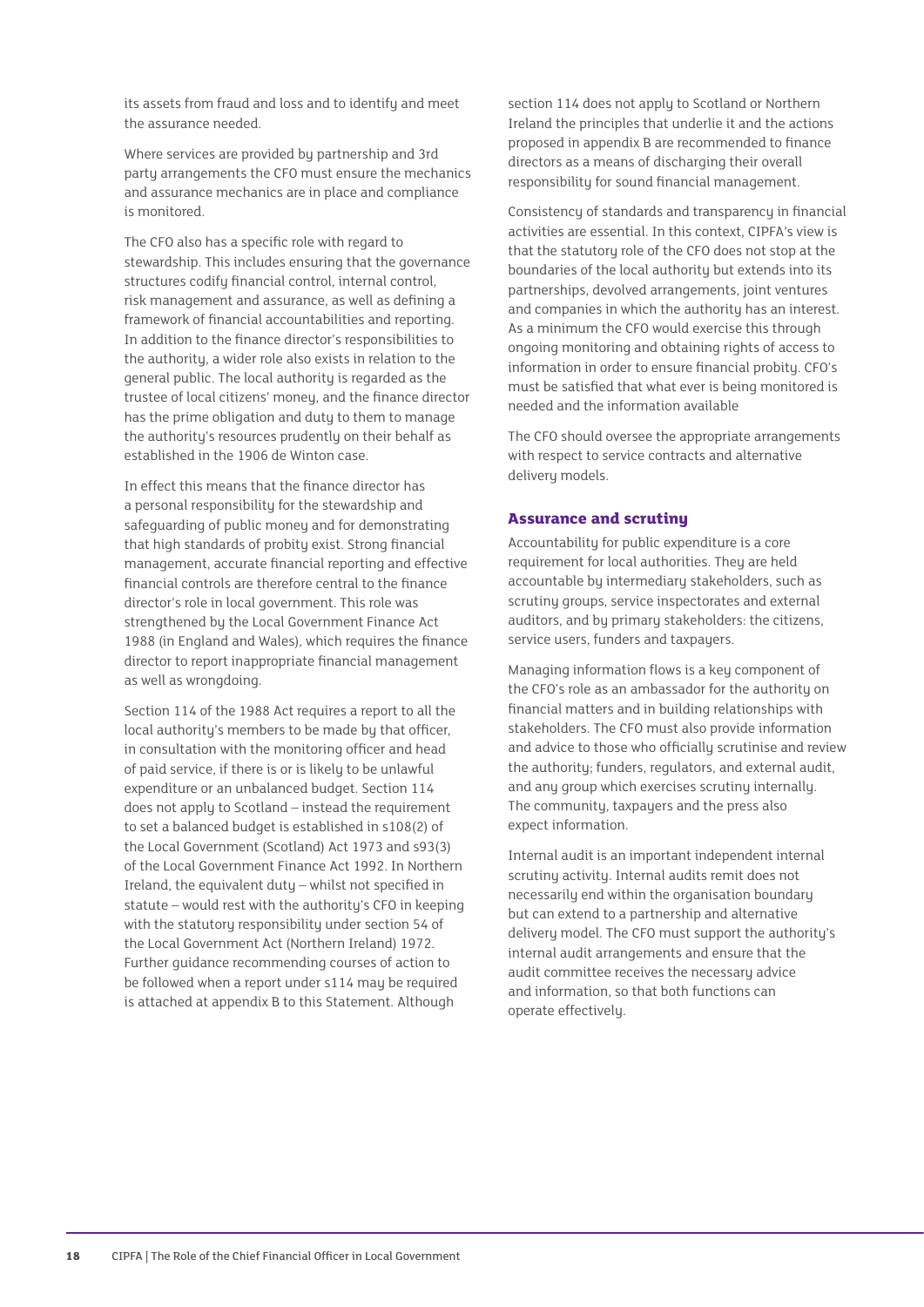its assets from fraud and loss and to identify and meet the assurance needed.

Where services are provided by partnership and 3rd party arrangements the CFO must ensure the mechanics and assurance mechanics are in place and compliance is monitored.

The CFO also has a specific role with regard to stewardship. This includes ensuring that the governance structures codify financial control, internal control, risk management and assurance, as well as defining a framework of financial accountabilities and reporting. In addition to the finance director's responsibilities to the authority, a wider role also exists in relation to the general public. The local authority is regarded as the trustee of local citizens' money, and the finance director has the prime obligation and duty to them to manage the authority's resources prudently on their behalf as established in the 1906 de Winton case.

In effect this means that the finance director has a personal responsibility for the stewardship and safeguarding of public money and for demonstrating that high standards of probity exist. Strong financial management, accurate financial reporting and effective financial controls are therefore central to the finance director's role in local government. This role was strengthened by the Local Government Finance Act 1988 (in England and Wales), which requires the finance director to report inappropriate financial management as well as wrongdoing.

Section 114 of the 1988 Act requires a report to all the local authority's members to be made by that officer, in consultation with the monitoring officer and head of paid service, if there is or is likely to be unlawful expenditure or an unbalanced budget. Section 114 does not apply to Scotland – instead the requirement to set a balanced budget is established in s108(2) of the Local Government (Scotland) Act 1973 and s93(3) of the Local Government Finance Act 1992. In Northern Ireland, the equivalent duty – whilst not specified in statute – would rest with the authority's CFO in keeping with the statutory responsibility under section 54 of the Local Government Act (Northern Ireland) 1972. Further guidance recommending courses of action to be followed when a report under s114 may be required is attached at appendix B to this Statement. Although section 114 does not apply to Scotland or Northern Ireland the principles that underlie it and the actions proposed in appendix B are recommended to finance directors as a means of discharging their overall responsibility for sound financial management.

Consistency of standards and transparency in financial activities are essential. In this context, CIPFA's view is that the statutory role of the CFO does not stop at the boundaries of the local authority but extends into its partnerships, devolved arrangements, joint ventures and companies in which the authority has an interest. As a minimum the CFO would exercise this through ongoing monitoring and obtaining rights of access to information in order to ensure financial probity. CFO's must be satisfied that what ever is being monitored is needed and the information available

The CFO should oversee the appropriate arrangements with respect to service contracts and alternative delivery models.

## Assurance and scrutiny

Accountability for public expenditure is a core requirement for local authorities. They are held accountable by intermediary stakeholders, such as scrutiny groups, service inspectorates and external auditors, and by primary stakeholders: the citizens, service users, funders and taxpayers.

Managing information flows is a key component of the CFO's role as an ambassador for the authority on financial matters and in building relationships with stakeholders. The CFO must also provide information and advice to those who officially scrutinise and review the authority; funders, regulators, and external audit, and any group which exercises scrutiny internally. The community, taxpayers and the press also expect information.

Internal audit is an important independent internal scrutiny activity. Internal audits remit does not necessarily end within the organisation boundary but can extend to a partnership and alternative delivery model. The CFO must support the authority's internal audit arrangements and ensure that the audit committee receives the necessary advice and information, so that both functions can operate effectively.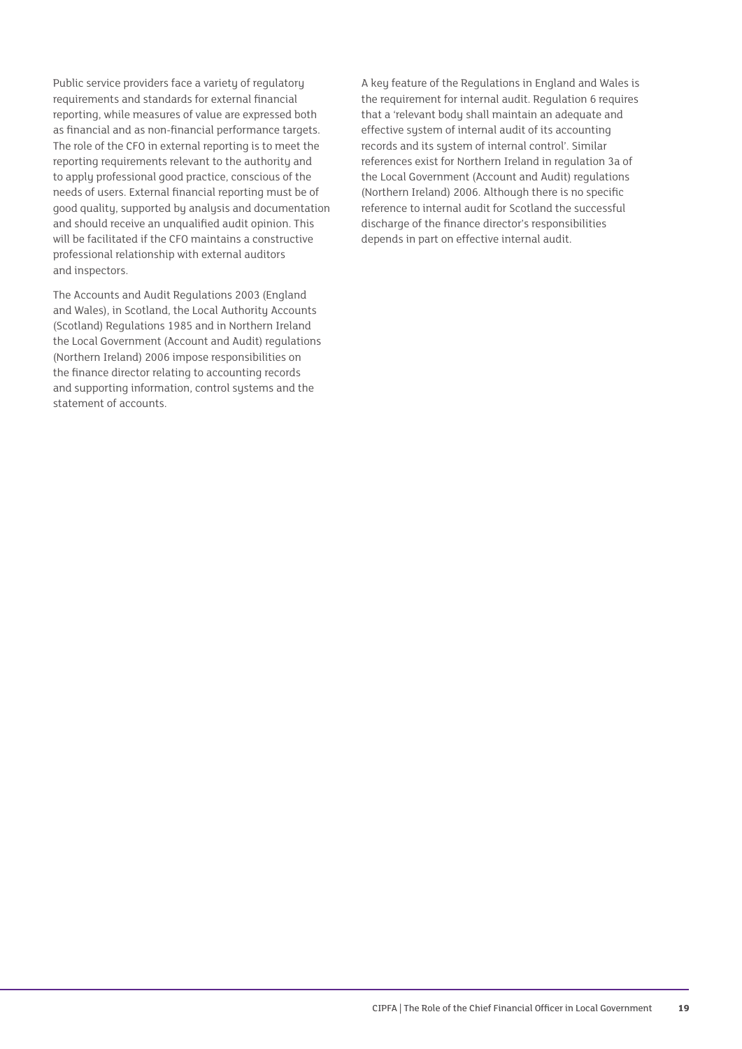Public service providers face a variety of regulatory requirements and standards for external financial reporting, while measures of value are expressed both as financial and as non-financial performance targets. The role of the CFO in external reporting is to meet the reporting requirements relevant to the authority and to apply professional good practice, conscious of the needs of users. External financial reporting must be of good quality, supported by analysis and documentation and should receive an unqualified audit opinion. This will be facilitated if the CFO maintains a constructive professional relationship with external auditors and inspectors.

The Accounts and Audit Regulations 2003 (England and Wales), in Scotland, the Local Authority Accounts (Scotland) Regulations 1985 and in Northern Ireland the Local Government (Account and Audit) regulations (Northern Ireland) 2006 impose responsibilities on the finance director relating to accounting records and supporting information, control systems and the statement of accounts.

A key feature of the Regulations in England and Wales is the requirement for internal audit. Regulation 6 requires that a 'relevant body shall maintain an adequate and effective system of internal audit of its accounting records and its system of internal control'. Similar references exist for Northern Ireland in regulation 3a of the Local Government (Account and Audit) regulations (Northern Ireland) 2006. Although there is no specific reference to internal audit for Scotland the successful discharge of the finance director's responsibilities depends in part on effective internal audit.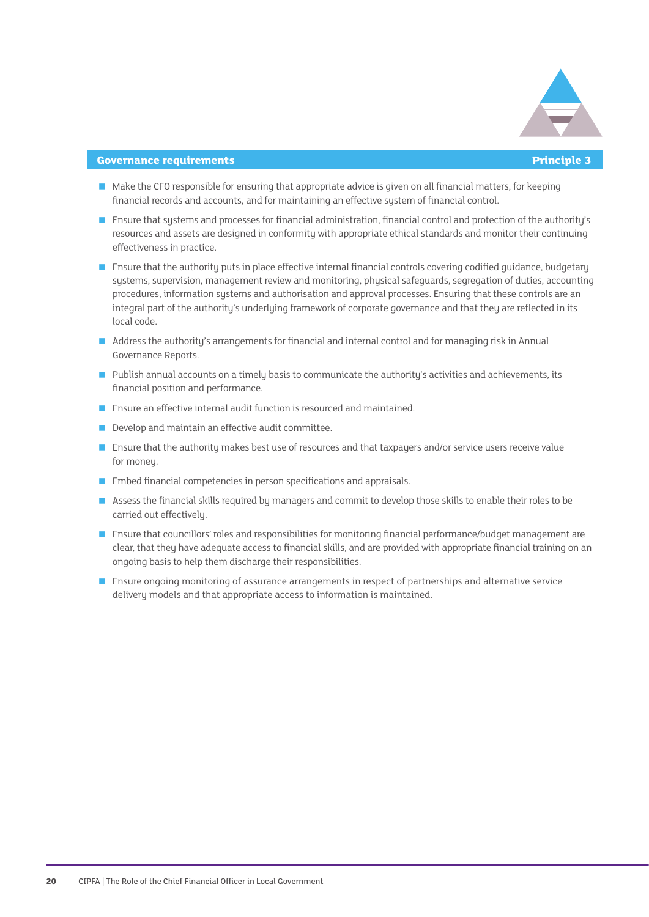## Governance requirements — Principle 3

- Make the CFO responsible for ensuring that appropriate advice is given on all financial matters, for keeping financial records and accounts, and for maintaining an effective system of financial control.
- Ensure that systems and processes for financial administration, financial control and protection of the authority's resources and assets are designed in conformity with appropriate ethical standards and monitor their continuing effectiveness in practice.
- Ensure that the authority puts in place effective internal financial controls covering codified guidance, budgetary systems, supervision, management review and monitoring, physical safeguards, segregation of duties, accounting procedures, information systems and authorisation and approval processes. Ensuring that these controls are an integral part of the authority's underlying framework of corporate governance and that they are reflected in its local code.
- Address the authority's arrangements for financial and internal control and for managing risk in Annual Governance Reports.
- Publish annual accounts on a timely basis to communicate the authority's activities and achievements, its financial position and performance.
- Ensure an effective internal audit function is resourced and maintained.
- Develop and maintain an effective audit committee.
- Ensure that the authority makes best use of resources and that taxpayers and/or service users receive value for money.
- Embed financial competencies in person specifications and appraisals.
- Assess the financial skills required by managers and commit to develop those skills to enable their roles to be carried out effectively.
- Ensure that councillors' roles and responsibilities for monitoring financial performance/budget management are clear, that they have adequate access to financial skills, and are provided with appropriate financial training on an ongoing basis to help them discharge their responsibilities.
- Ensure ongoing monitoring of assurance arrangements in respect of partnerships and alternative service delivery models and that appropriate access to information is maintained.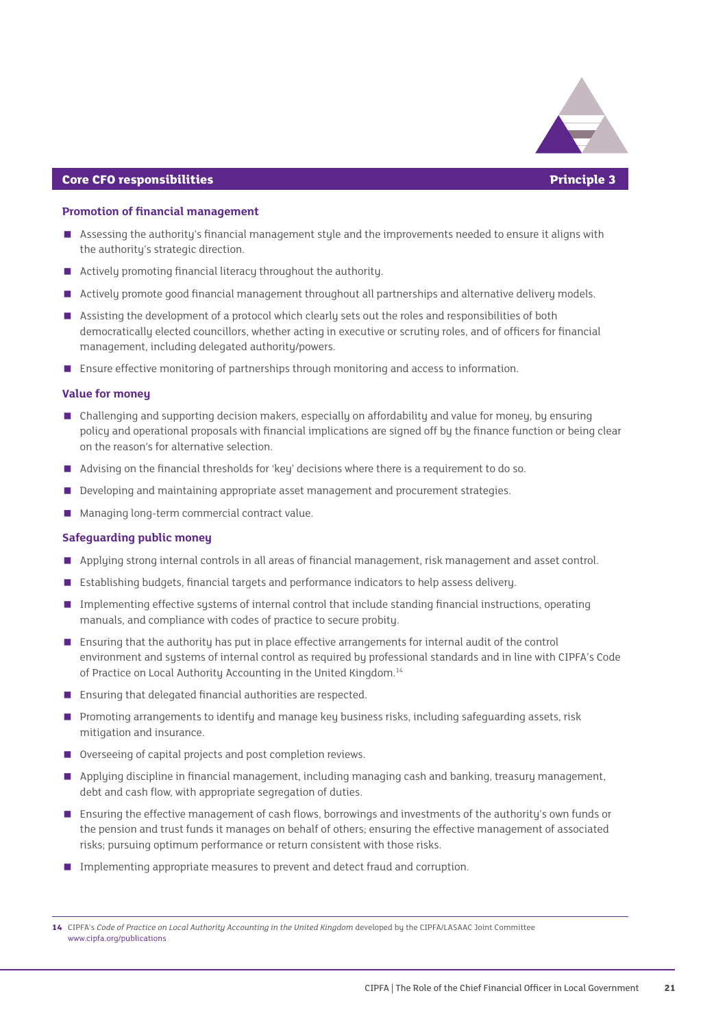## Core CFO responsibilities — Principle 3

### Promotion of financial management

- Assessing the authority's financial management style and the improvements needed to ensure it aligns with the authority's strategic direction.
- Actively promoting financial literacy throughout the authority.
- Actively promote good financial management throughout all partnerships and alternative delivery models.
- Assisting the development of a protocol which clearly sets out the roles and responsibilities of both democratically elected councillors, whether acting in executive or scrutiny roles, and of officers for financial management, including delegated authority/powers.
- Ensure effective monitoring of partnerships through monitoring and access to information.

### Value for money

- Challenging and supporting decision makers, especially on affordability and value for money, by ensuring policy and operational proposals with financial implications are signed off by the finance function or being clear on the reason's for alternative selection.
- Advising on the financial thresholds for 'key' decisions where there is a requirement to do so.
- Developing and maintaining appropriate asset management and procurement strategies.
- Managing long-term commercial contract value.

### Safeguarding public money

- Applying strong internal controls in all areas of financial management, risk management and asset control.
- Establishing budgets, financial targets and performance indicators to help assess delivery.
- Implementing effective systems of internal control that include standing financial instructions, operating manuals, and compliance with codes of practice to secure probity.
- Ensuring that the authority has put in place effective arrangements for internal audit of the control environment and systems of internal control as required by professional standards and in line with CIPFA's Code of Practice on Local Authority Accounting in the United Kingdom.[14]
- Ensuring that delegated financial authorities are respected.
- Promoting arrangements to identify and manage key business risks, including safeguarding assets, risk mitigation and insurance.
- Overseeing of capital projects and post completion reviews.
- Applying discipline in financial management, including managing cash and banking, treasury management, debt and cash flow, with appropriate segregation of duties.
- Ensuring the effective management of cash flows, borrowings and investments of the authority's own funds or the pension and trust funds it manages on behalf of others; ensuring the effective management of associated risks; pursuing optimum performance or return consistent with those risks.
- Implementing appropriate measures to prevent and detect fraud and corruption.

---

14 CIPFA's *Code of Practice on Local Authority Accounting in the United Kingdom* developed by the CIPFA/LASAAC Joint Committee www.cipfa.org/publications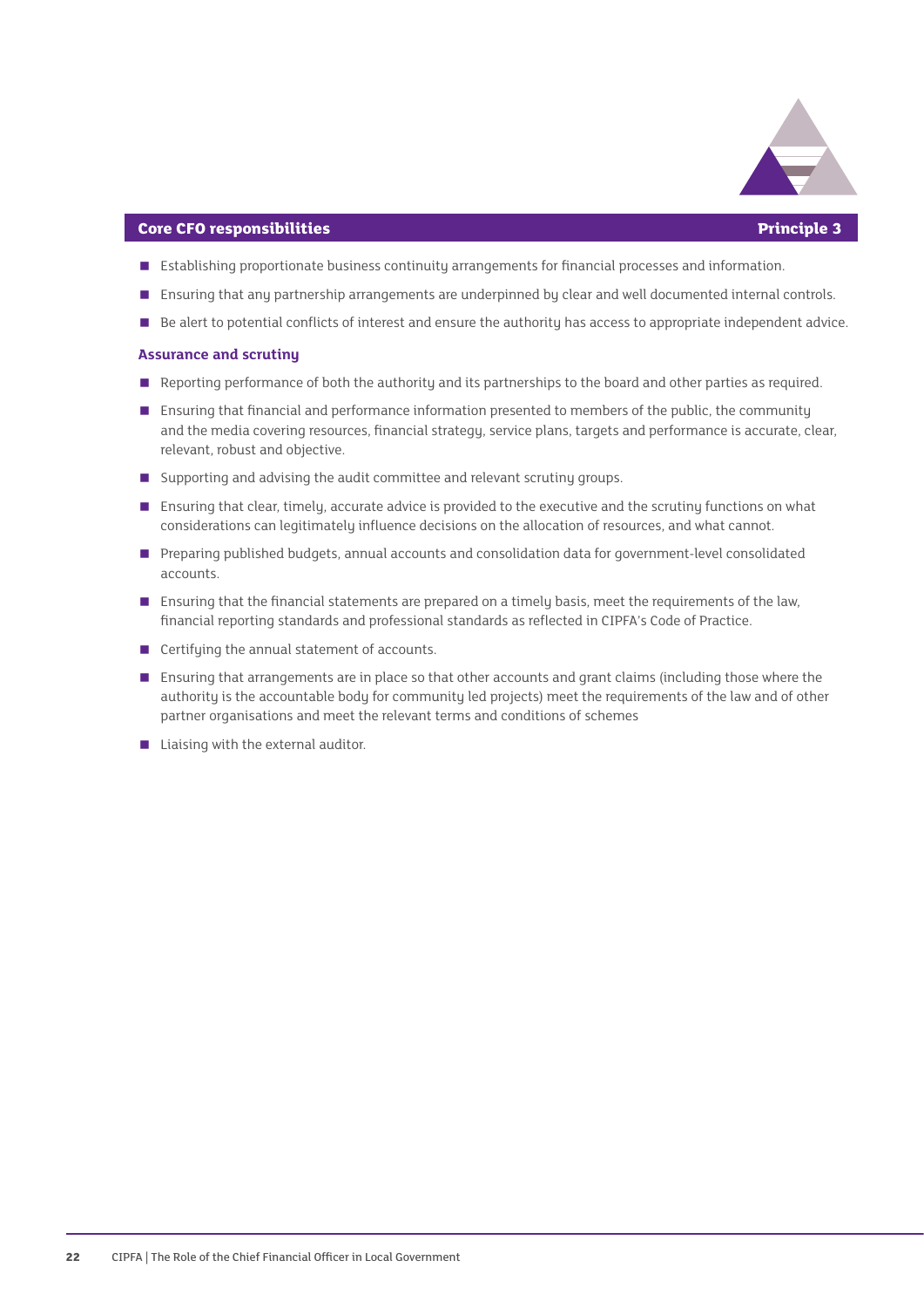## Core CFO responsibilities — Principle 3

- Establishing proportionate business continuity arrangements for financial processes and information.
- Ensuring that any partnership arrangements are underpinned by clear and well documented internal controls.
- Be alert to potential conflicts of interest and ensure the authority has access to appropriate independent advice.

### Assurance and scrutiny

- Reporting performance of both the authority and its partnerships to the board and other parties as required.
- Ensuring that financial and performance information presented to members of the public, the community and the media covering resources, financial strategy, service plans, targets and performance is accurate, clear, relevant, robust and objective.
- Supporting and advising the audit committee and relevant scrutiny groups.
- Ensuring that clear, timely, accurate advice is provided to the executive and the scrutiny functions on what considerations can legitimately influence decisions on the allocation of resources, and what cannot.
- Preparing published budgets, annual accounts and consolidation data for government-level consolidated accounts.
- Ensuring that the financial statements are prepared on a timely basis, meet the requirements of the law, financial reporting standards and professional standards as reflected in CIPFA's Code of Practice.
- Certifying the annual statement of accounts.
- Ensuring that arrangements are in place so that other accounts and grant claims (including those where the authority is the accountable body for community led projects) meet the requirements of the law and of other partner organisations and meet the relevant terms and conditions of schemes
- Liaising with the external auditor.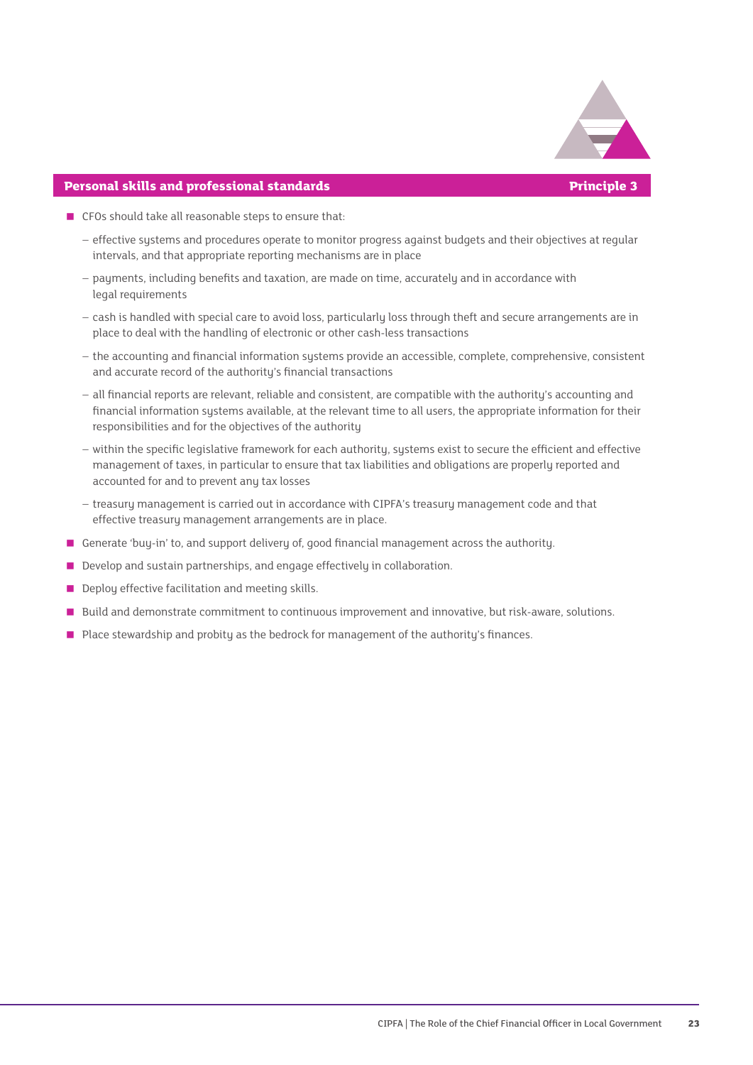## Personal skills and professional standards — Principle 3

- CFOs should take all reasonable steps to ensure that:
  - effective systems and procedures operate to monitor progress against budgets and their objectives at regular intervals, and that appropriate reporting mechanisms are in place
  - payments, including benefits and taxation, are made on time, accurately and in accordance with legal requirements
  - cash is handled with special care to avoid loss, particularly loss through theft and secure arrangements are in place to deal with the handling of electronic or other cash-less transactions
  - the accounting and financial information systems provide an accessible, complete, comprehensive, consistent and accurate record of the authority's financial transactions
  - all financial reports are relevant, reliable and consistent, are compatible with the authority's accounting and financial information systems available, at the relevant time to all users, the appropriate information for their responsibilities and for the objectives of the authority
  - within the specific legislative framework for each authority, systems exist to secure the efficient and effective management of taxes, in particular to ensure that tax liabilities and obligations are properly reported and accounted for and to prevent any tax losses
  - treasury management is carried out in accordance with CIPFA's treasury management code and that effective treasury management arrangements are in place.
- Generate 'buy-in' to, and support delivery of, good financial management across the authority.
- Develop and sustain partnerships, and engage effectively in collaboration.
- Deploy effective facilitation and meeting skills.
- Build and demonstrate commitment to continuous improvement and innovative, but risk-aware, solutions.
- Place stewardship and probity as the bedrock for management of the authority's finances.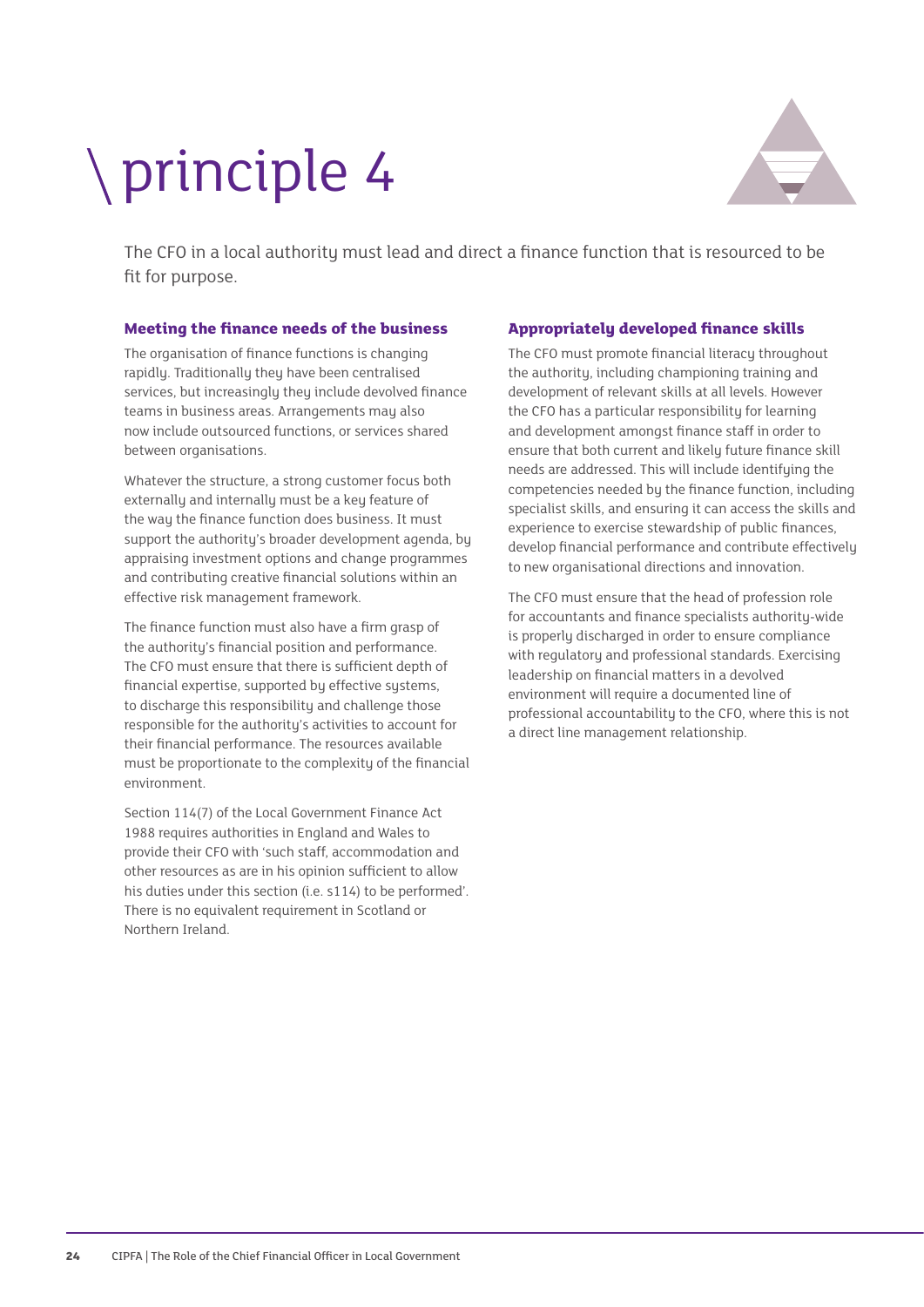# \ principle 4

The CFO in a local authority must lead and direct a finance function that is resourced to be fit for purpose.

### Meeting the finance needs of the business

The organisation of finance functions is changing rapidly. Traditionally they have been centralised services, but increasingly they include devolved finance teams in business areas. Arrangements may also now include outsourced functions, or services shared between organisations.

Whatever the structure, a strong customer focus both externally and internally must be a key feature of the way the finance function does business. It must support the authority's broader development agenda, by appraising investment options and change programmes and contributing creative financial solutions within an effective risk management framework.

The finance function must also have a firm grasp of the authority's financial position and performance. The CFO must ensure that there is sufficient depth of financial expertise, supported by effective systems, to discharge this responsibility and challenge those responsible for the authority's activities to account for their financial performance. The resources available must be proportionate to the complexity of the financial environment.

Section 114(7) of the Local Government Finance Act 1988 requires authorities in England and Wales to provide their CFO with 'such staff, accommodation and other resources as are in his opinion sufficient to allow his duties under this section (i.e. s114) to be performed'. There is no equivalent requirement in Scotland or Northern Ireland.

### Appropriately developed finance skills

The CFO must promote financial literacy throughout the authority, including championing training and development of relevant skills at all levels. However the CFO has a particular responsibility for learning and development amongst finance staff in order to ensure that both current and likely future finance skill needs are addressed. This will include identifying the competencies needed by the finance function, including specialist skills, and ensuring it can access the skills and experience to exercise stewardship of public finances, develop financial performance and contribute effectively to new organisational directions and innovation.

The CFO must ensure that the head of profession role for accountants and finance specialists authority-wide is properly discharged in order to ensure compliance with regulatory and professional standards. Exercising leadership on financial matters in a devolved environment will require a documented line of professional accountability to the CFO, where this is not a direct line management relationship.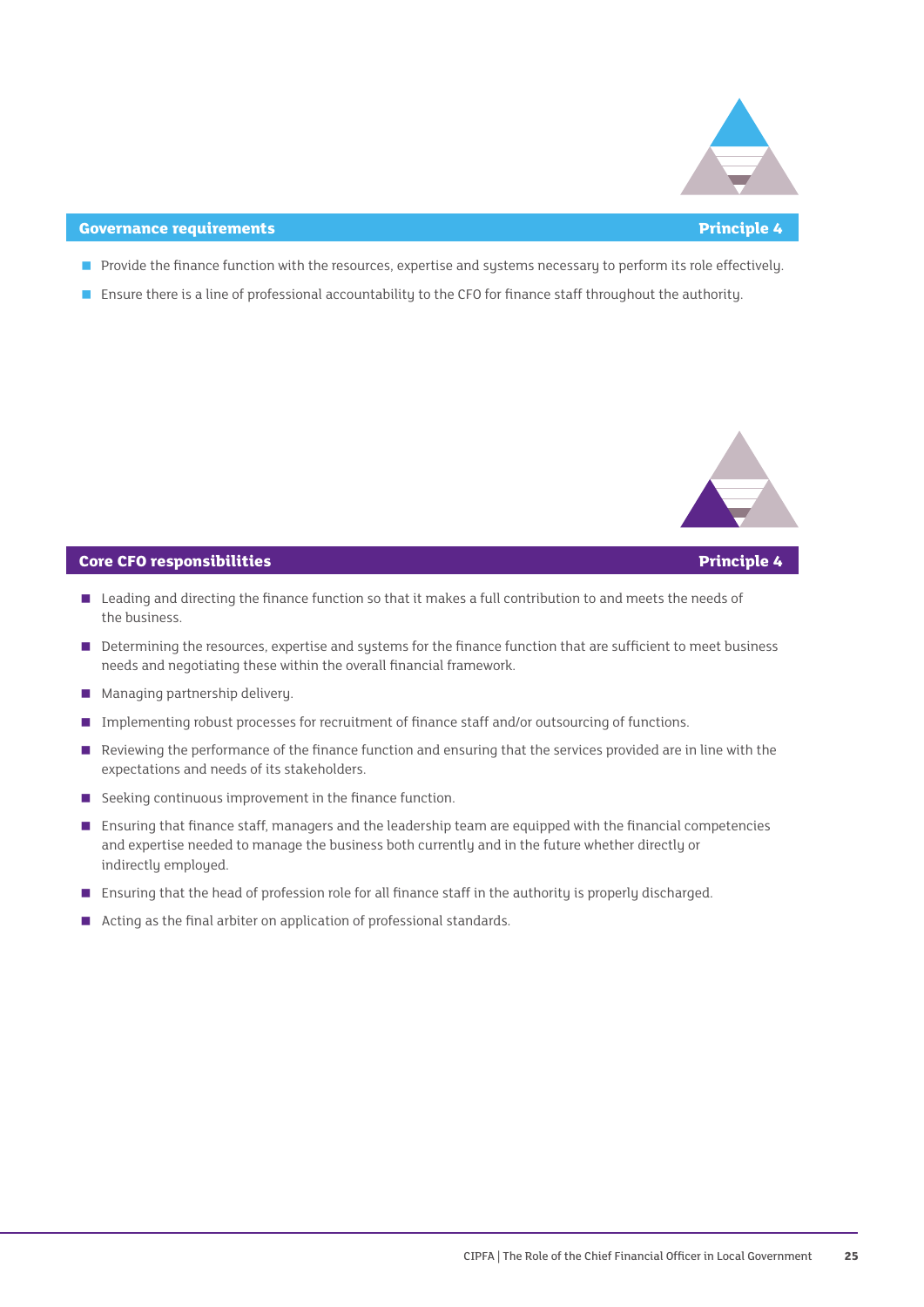## Governance requirements — Principle 4

- Provide the finance function with the resources, expertise and systems necessary to perform its role effectively.
- Ensure there is a line of professional accountability to the CFO for finance staff throughout the authority.

## Core CFO responsibilities — Principle 4

- Leading and directing the finance function so that it makes a full contribution to and meets the needs of the business.
- Determining the resources, expertise and systems for the finance function that are sufficient to meet business needs and negotiating these within the overall financial framework.
- Managing partnership delivery.
- Implementing robust processes for recruitment of finance staff and/or outsourcing of functions.
- Reviewing the performance of the finance function and ensuring that the services provided are in line with the expectations and needs of its stakeholders.
- Seeking continuous improvement in the finance function.
- Ensuring that finance staff, managers and the leadership team are equipped with the financial competencies and expertise needed to manage the business both currently and in the future whether directly or indirectly employed.
- Ensuring that the head of profession role for all finance staff in the authority is properly discharged.
- Acting as the final arbiter on application of professional standards.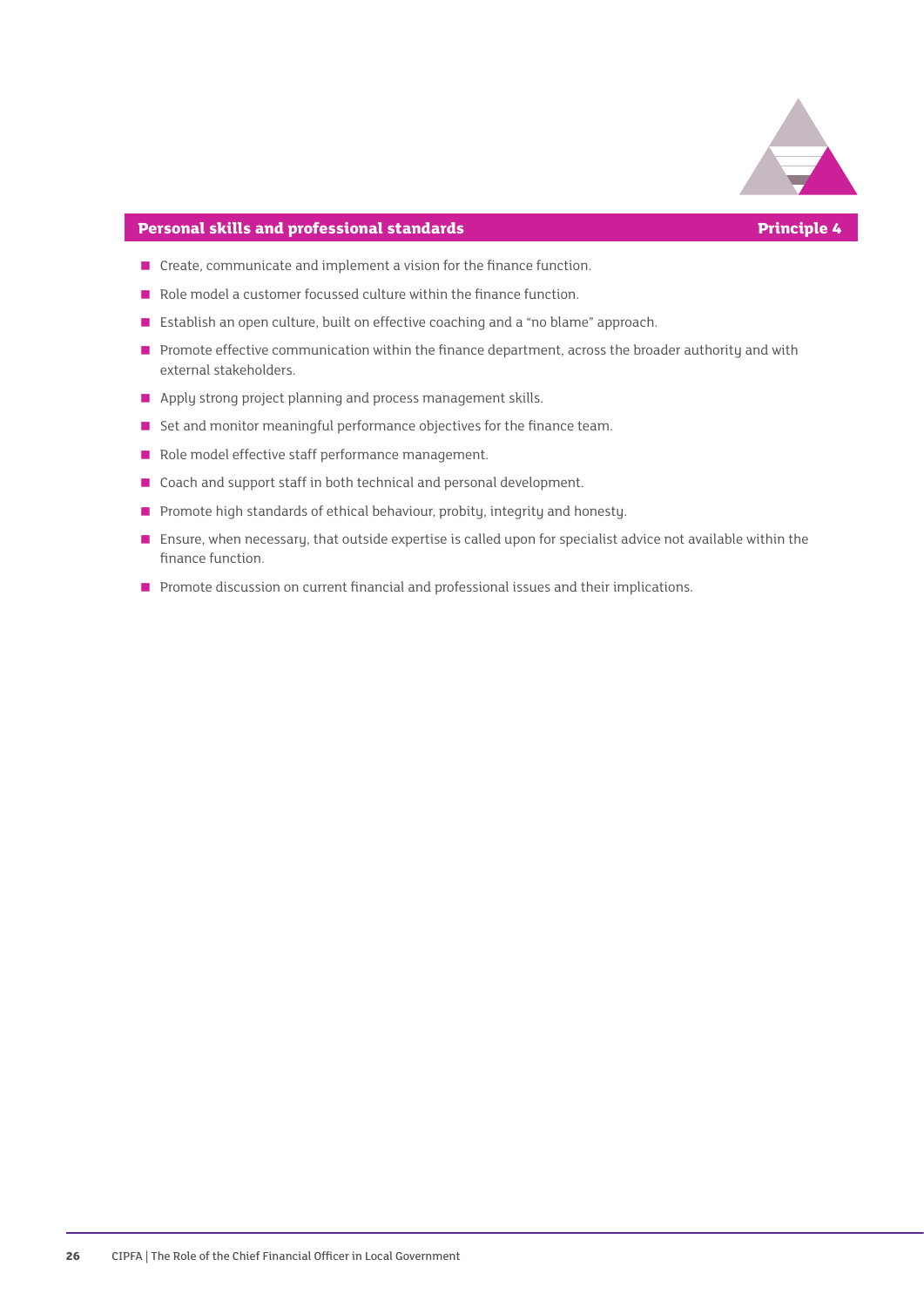## Personal skills and professional standards — Principle 4

- Create, communicate and implement a vision for the finance function.
- Role model a customer focussed culture within the finance function.
- Establish an open culture, built on effective coaching and a "no blame" approach.
- Promote effective communication within the finance department, across the broader authority and with external stakeholders.
- Apply strong project planning and process management skills.
- Set and monitor meaningful performance objectives for the finance team.
- Role model effective staff performance management.
- Coach and support staff in both technical and personal development.
- Promote high standards of ethical behaviour, probity, integrity and honesty.
- Ensure, when necessary, that outside expertise is called upon for specialist advice not available within the finance function.
- Promote discussion on current financial and professional issues and their implications.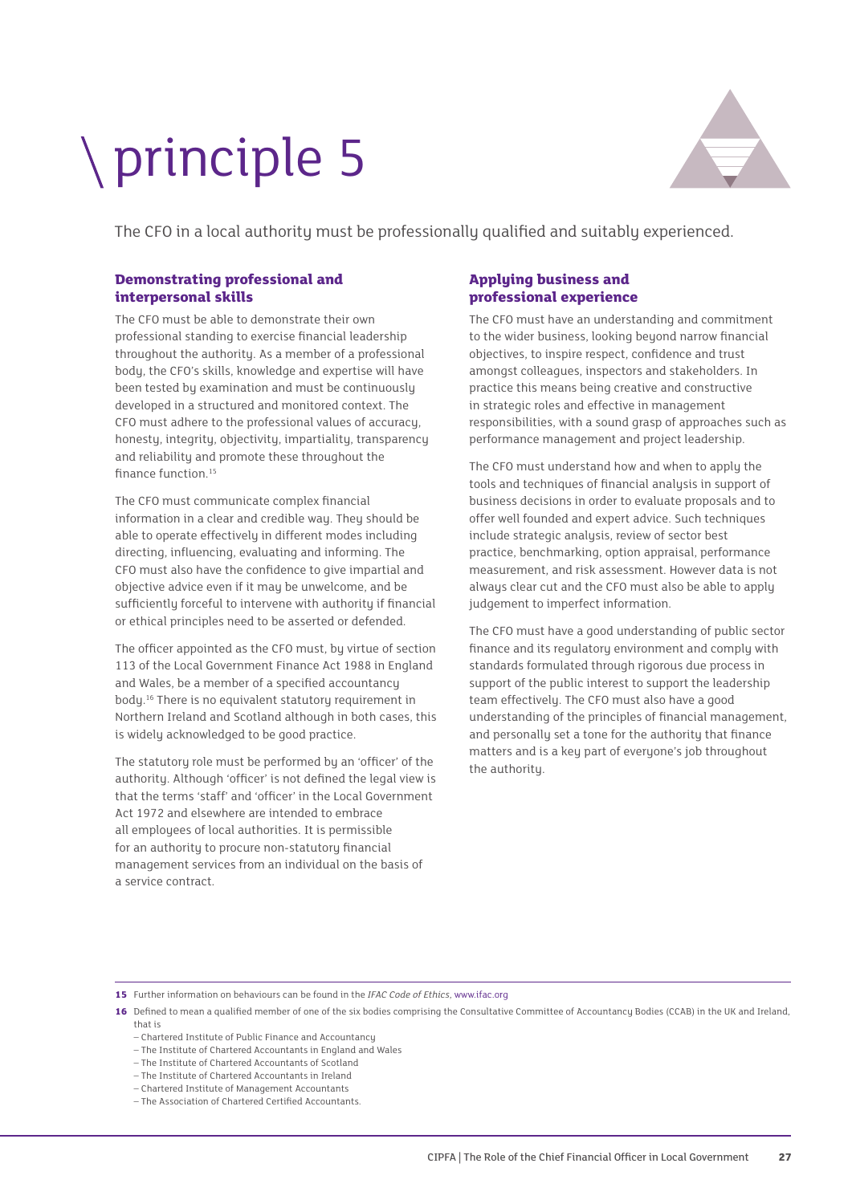# \ principle 5

The CFO in a local authority must be professionally qualified and suitably experienced.

### Demonstrating professional and interpersonal skills

The CFO must be able to demonstrate their own professional standing to exercise financial leadership throughout the authority. As a member of a professional body, the CFO's skills, knowledge and expertise will have been tested by examination and must be continuously developed in a structured and monitored context. The CFO must adhere to the professional values of accuracy, honesty, integrity, objectivity, impartiality, transparency and reliability and promote these throughout the finance function.[15]

The CFO must communicate complex financial information in a clear and credible way. They should be able to operate effectively in different modes including directing, influencing, evaluating and informing. The CFO must also have the confidence to give impartial and objective advice even if it may be unwelcome, and be sufficiently forceful to intervene with authority if financial or ethical principles need to be asserted or defended.

The officer appointed as the CFO must, by virtue of section 113 of the Local Government Finance Act 1988 in England and Wales, be a member of a specified accountancy body.[16] There is no equivalent statutory requirement in Northern Ireland and Scotland although in both cases, this is widely acknowledged to be good practice.

The statutory role must be performed by an 'officer' of the authority. Although 'officer' is not defined the legal view is that the terms 'staff' and 'officer' in the Local Government Act 1972 and elsewhere are intended to embrace all employees of local authorities. It is permissible for an authority to procure non-statutory financial management services from an individual on the basis of a service contract.

### Applying business and professional experience

The CFO must have an understanding and commitment to the wider business, looking beyond narrow financial objectives, to inspire respect, confidence and trust amongst colleagues, inspectors and stakeholders. In practice this means being creative and constructive in strategic roles and effective in management responsibilities, with a sound grasp of approaches such as performance management and project leadership.

The CFO must understand how and when to apply the tools and techniques of financial analysis in support of business decisions in order to evaluate proposals and to offer well founded and expert advice. Such techniques include strategic analysis, review of sector best practice, benchmarking, option appraisal, performance measurement, and risk assessment. However data is not always clear cut and the CFO must also be able to apply judgement to imperfect information.

The CFO must have a good understanding of public sector finance and its regulatory environment and comply with standards formulated through rigorous due process in support of the public interest to support the leadership team effectively. The CFO must also have a good understanding of the principles of financial management, and personally set a tone for the authority that finance matters and is a key part of everyone's job throughout the authority.

---

**15** Further information on behaviours can be found in the *IFAC Code of Ethics*, www.ifac.org

**16** Defined to mean a qualified member of one of the six bodies comprising the Consultative Committee of Accountancy Bodies (CCAB) in the UK and Ireland, that is

- Chartered Institute of Public Finance and Accountancy
- The Institute of Chartered Accountants in England and Wales
- The Institute of Chartered Accountants of Scotland
- The Institute of Chartered Accountants in Ireland
- Chartered Institute of Management Accountants
- The Association of Chartered Certified Accountants.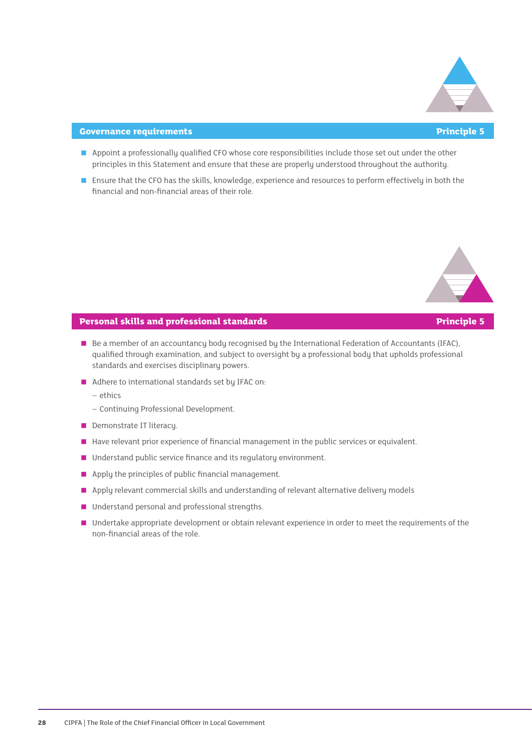## Governance requirements — Principle 5

- Appoint a professionally qualified CFO whose core responsibilities include those set out under the other principles in this Statement and ensure that these are properly understood throughout the authority.
- Ensure that the CFO has the skills, knowledge, experience and resources to perform effectively in both the financial and non-financial areas of their role.

## Personal skills and professional standards — Principle 5

- Be a member of an accountancy body recognised by the International Federation of Accountants (IFAC), qualified through examination, and subject to oversight by a professional body that upholds professional standards and exercises disciplinary powers.
- Adhere to international standards set by IFAC on:
  - ethics
  - Continuing Professional Development.
- Demonstrate IT literacy.
- Have relevant prior experience of financial management in the public services or equivalent.
- Understand public service finance and its regulatory environment.
- Apply the principles of public financial management.
- Apply relevant commercial skills and understanding of relevant alternative delivery models
- Understand personal and professional strengths.
- Undertake appropriate development or obtain relevant experience in order to meet the requirements of the non-financial areas of the role.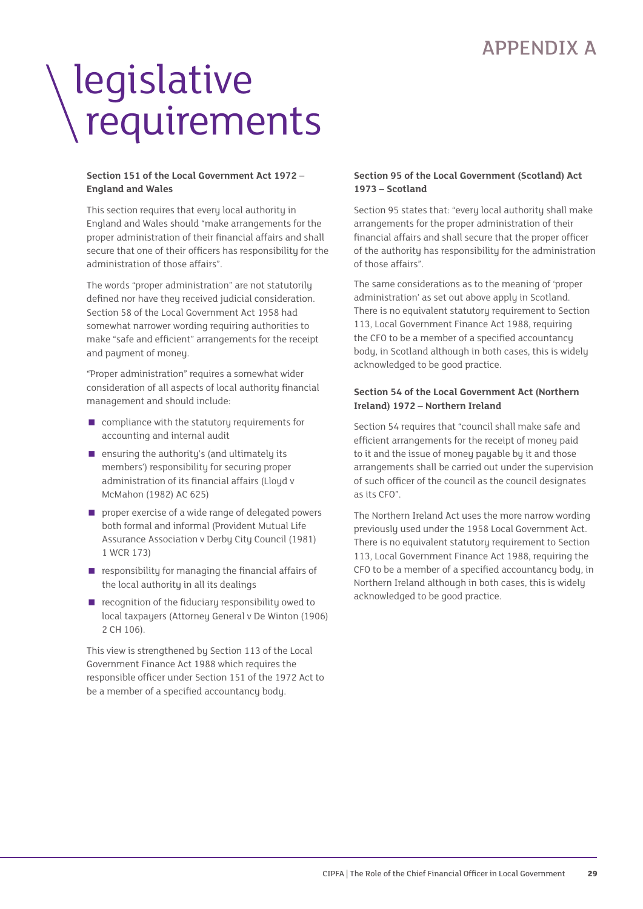# APPENDIX A

# legislative requirements

**Section 151 of the Local Government Act 1972 – England and Wales**

This section requires that every local authority in England and Wales should "make arrangements for the proper administration of their financial affairs and shall secure that one of their officers has responsibility for the administration of those affairs".

The words "proper administration" are not statutorily defined nor have they received judicial consideration. Section 58 of the Local Government Act 1958 had somewhat narrower wording requiring authorities to make "safe and efficient" arrangements for the receipt and payment of money.

"Proper administration" requires a somewhat wider consideration of all aspects of local authority financial management and should include:

- compliance with the statutory requirements for accounting and internal audit
- ensuring the authority's (and ultimately its members') responsibility for securing proper administration of its financial affairs (Lloyd v McMahon (1982) AC 625)
- proper exercise of a wide range of delegated powers both formal and informal (Provident Mutual Life Assurance Association v Derby City Council (1981) 1 WCR 173)
- responsibility for managing the financial affairs of the local authority in all its dealings
- recognition of the fiduciary responsibility owed to local taxpayers (Attorney General v De Winton (1906) 2 CH 106).

This view is strengthened by Section 113 of the Local Government Finance Act 1988 which requires the responsible officer under Section 151 of the 1972 Act to be a member of a specified accountancy body.

**Section 95 of the Local Government (Scotland) Act 1973 – Scotland**

Section 95 states that: "every local authority shall make arrangements for the proper administration of their financial affairs and shall secure that the proper officer of the authority has responsibility for the administration of those affairs".

The same considerations as to the meaning of 'proper administration' as set out above apply in Scotland. There is no equivalent statutory requirement to Section 113, Local Government Finance Act 1988, requiring the CFO to be a member of a specified accountancy body, in Scotland although in both cases, this is widely acknowledged to be good practice.

**Section 54 of the Local Government Act (Northern Ireland) 1972 – Northern Ireland**

Section 54 requires that "council shall make safe and efficient arrangements for the receipt of money paid to it and the issue of money payable by it and those arrangements shall be carried out under the supervision of such officer of the council as the council designates as its CFO".

The Northern Ireland Act uses the more narrow wording previously used under the 1958 Local Government Act. There is no equivalent statutory requirement to Section 113, Local Government Finance Act 1988, requiring the CFO to be a member of a specified accountancy body, in Northern Ireland although in both cases, this is widely acknowledged to be good practice.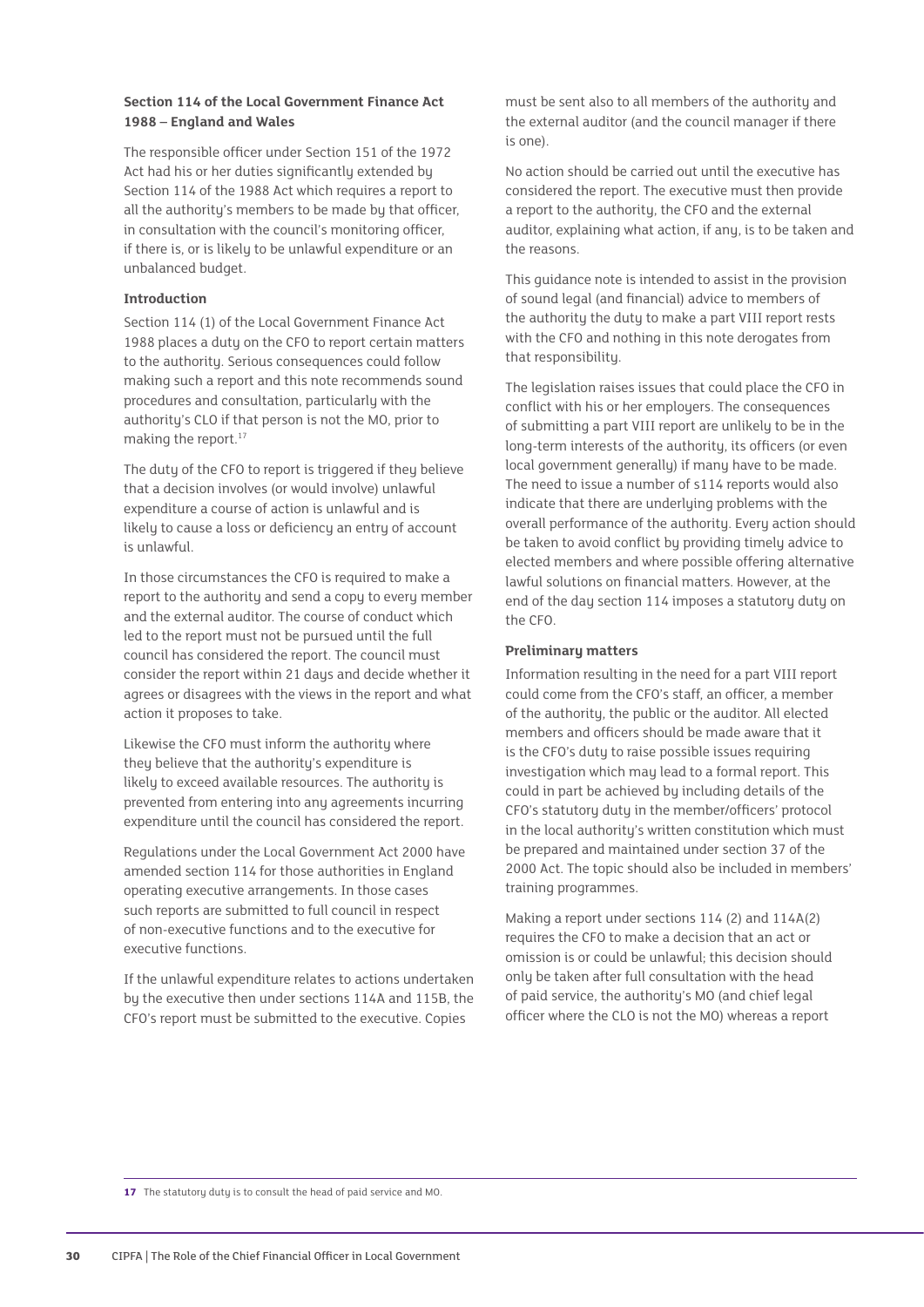**Section 114 of the Local Government Finance Act 1988 – England and Wales**

The responsible officer under Section 151 of the 1972 Act had his or her duties significantly extended by Section 114 of the 1988 Act which requires a report to all the authority's members to be made by that officer, in consultation with the council's monitoring officer, if there is, or is likely to be unlawful expenditure or an unbalanced budget.

**Introduction**

Section 114 (1) of the Local Government Finance Act 1988 places a duty on the CFO to report certain matters to the authority. Serious consequences could follow making such a report and this note recommends sound procedures and consultation, particularly with the authority's CLO if that person is not the MO, prior to making the report.[17]

The duty of the CFO to report is triggered if they believe that a decision involves (or would involve) unlawful expenditure a course of action is unlawful and is likely to cause a loss or deficiency an entry of account is unlawful.

In those circumstances the CFO is required to make a report to the authority and send a copy to every member and the external auditor. The course of conduct which led to the report must not be pursued until the full council has considered the report. The council must consider the report within 21 days and decide whether it agrees or disagrees with the views in the report and what action it proposes to take.

Likewise the CFO must inform the authority where they believe that the authority's expenditure is likely to exceed available resources. The authority is prevented from entering into any agreements incurring expenditure until the council has considered the report.

Regulations under the Local Government Act 2000 have amended section 114 for those authorities in England operating executive arrangements. In those cases such reports are submitted to full council in respect of non-executive functions and to the executive for executive functions.

If the unlawful expenditure relates to actions undertaken by the executive then under sections 114A and 115B, the CFO's report must be submitted to the executive. Copies must be sent also to all members of the authority and the external auditor (and the council manager if there is one).

No action should be carried out until the executive has considered the report. The executive must then provide a report to the authority, the CFO and the external auditor, explaining what action, if any, is to be taken and the reasons.

This guidance note is intended to assist in the provision of sound legal (and financial) advice to members of the authority the duty to make a part VIII report rests with the CFO and nothing in this note derogates from that responsibility.

The legislation raises issues that could place the CFO in conflict with his or her employers. The consequences of submitting a part VIII report are unlikely to be in the long-term interests of the authority, its officers (or even local government generally) if many have to be made. The need to issue a number of s114 reports would also indicate that there are underlying problems with the overall performance of the authority. Every action should be taken to avoid conflict by providing timely advice to elected members and where possible offering alternative lawful solutions on financial matters. However, at the end of the day section 114 imposes a statutory duty on the CFO.

**Preliminary matters**

Information resulting in the need for a part VIII report could come from the CFO's staff, an officer, a member of the authority, the public or the auditor. All elected members and officers should be made aware that it is the CFO's duty to raise possible issues requiring investigation which may lead to a formal report. This could in part be achieved by including details of the CFO's statutory duty in the member/officers' protocol in the local authority's written constitution which must be prepared and maintained under section 37 of the 2000 Act. The topic should also be included in members' training programmes.

Making a report under sections 114 (2) and 114A(2) requires the CFO to make a decision that an act or omission is or could be unlawful; this decision should only be taken after full consultation with the head of paid service, the authority's MO (and chief legal officer where the CLO is not the MO) whereas a report

---

[17] The statutory duty is to consult the head of paid service and MO.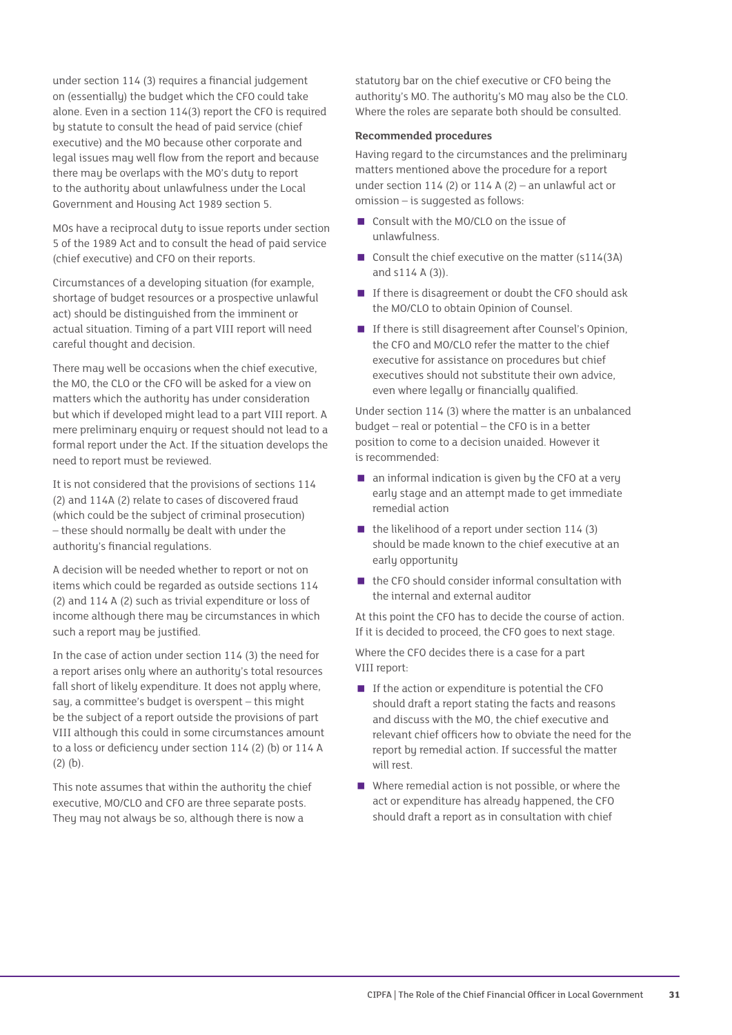under section 114 (3) requires a financial judgement on (essentially) the budget which the CFO could take alone. Even in a section 114(3) report the CFO is required by statute to consult the head of paid service (chief executive) and the MO because other corporate and legal issues may well flow from the report and because there may be overlaps with the MO's duty to report to the authority about unlawfulness under the Local Government and Housing Act 1989 section 5.

MOs have a reciprocal duty to issue reports under section 5 of the 1989 Act and to consult the head of paid service (chief executive) and CFO on their reports.

Circumstances of a developing situation (for example, shortage of budget resources or a prospective unlawful act) should be distinguished from the imminent or actual situation. Timing of a part VIII report will need careful thought and decision.

There may well be occasions when the chief executive, the MO, the CLO or the CFO will be asked for a view on matters which the authority has under consideration but which if developed might lead to a part VIII report. A mere preliminary enquiry or request should not lead to a formal report under the Act. If the situation develops the need to report must be reviewed.

It is not considered that the provisions of sections 114 (2) and 114A (2) relate to cases of discovered fraud (which could be the subject of criminal prosecution) – these should normally be dealt with under the authority's financial regulations.

A decision will be needed whether to report or not on items which could be regarded as outside sections 114 (2) and 114 A (2) such as trivial expenditure or loss of income although there may be circumstances in which such a report may be justified.

In the case of action under section 114 (3) the need for a report arises only where an authority's total resources fall short of likely expenditure. It does not apply where, say, a committee's budget is overspent – this might be the subject of a report outside the provisions of part VIII although this could in some circumstances amount to a loss or deficiency under section 114 (2) (b) or 114 A (2) (b).

This note assumes that within the authority the chief executive, MO/CLO and CFO are three separate posts. They may not always be so, although there is now a statutory bar on the chief executive or CFO being the authority's MO. The authority's MO may also be the CLO. Where the roles are separate both should be consulted.

**Recommended procedures**

Having regard to the circumstances and the preliminary matters mentioned above the procedure for a report under section 114 (2) or 114 A (2) – an unlawful act or omission – is suggested as follows:

- Consult with the MO/CLO on the issue of unlawfulness.
- Consult the chief executive on the matter (s114(3A) and s114 A (3)).
- If there is disagreement or doubt the CFO should ask the MO/CLO to obtain Opinion of Counsel.
- If there is still disagreement after Counsel's Opinion, the CFO and MO/CLO refer the matter to the chief executive for assistance on procedures but chief executives should not substitute their own advice, even where legally or financially qualified.

Under section 114 (3) where the matter is an unbalanced budget – real or potential – the CFO is in a better position to come to a decision unaided. However it is recommended:

- an informal indication is given by the CFO at a very early stage and an attempt made to get immediate remedial action
- the likelihood of a report under section 114 (3) should be made known to the chief executive at an early opportunity
- the CFO should consider informal consultation with the internal and external auditor

At this point the CFO has to decide the course of action. If it is decided to proceed, the CFO goes to next stage.

Where the CFO decides there is a case for a part VIII report:

- If the action or expenditure is potential the CFO should draft a report stating the facts and reasons and discuss with the MO, the chief executive and relevant chief officers how to obviate the need for the report by remedial action. If successful the matter will rest.
- Where remedial action is not possible, or where the act or expenditure has already happened, the CFO should draft a report as in consultation with chief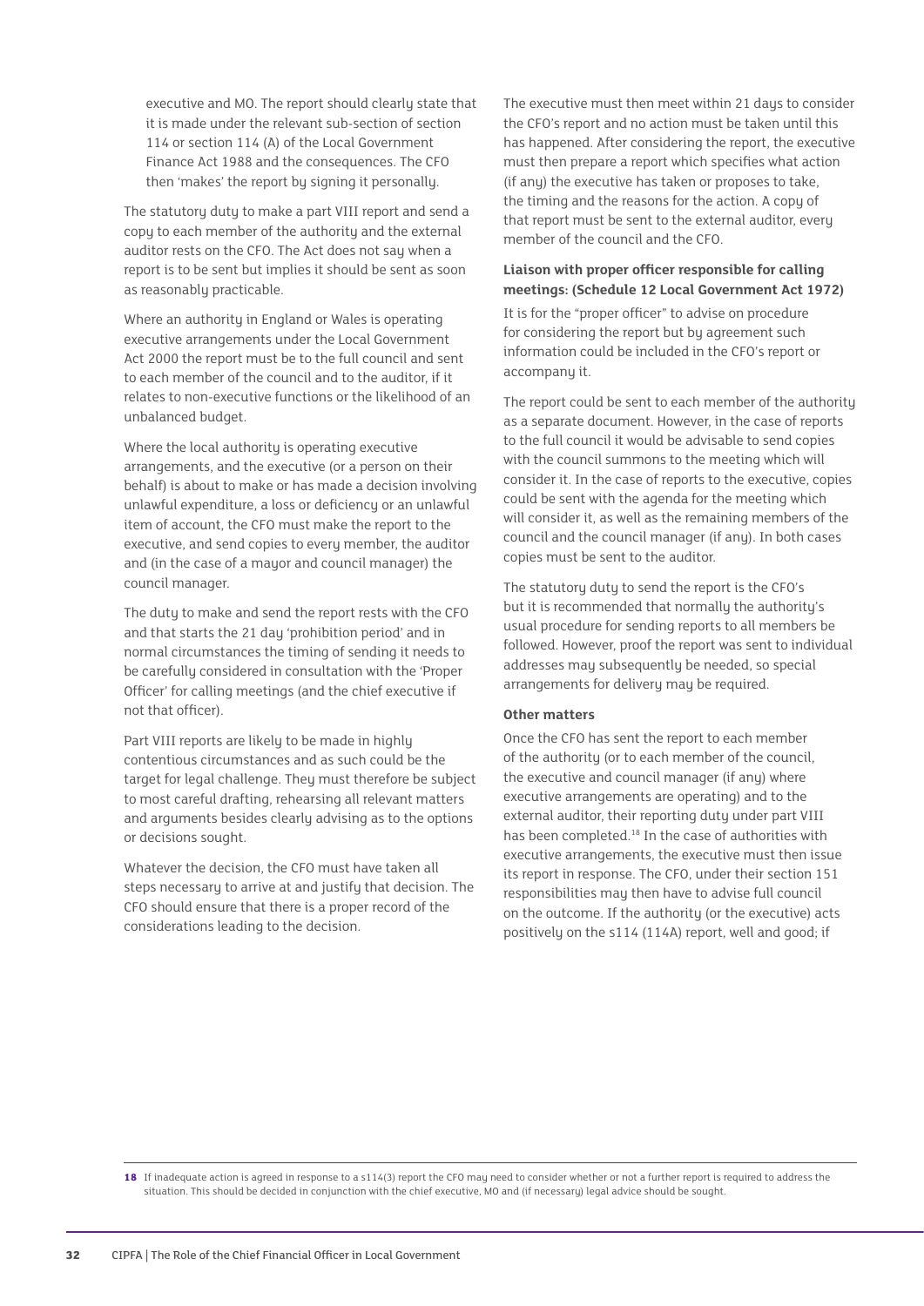executive and MO. The report should clearly state that it is made under the relevant sub-section of section 114 or section 114 (A) of the Local Government Finance Act 1988 and the consequences. The CFO then 'makes' the report by signing it personally.

The statutory duty to make a part VIII report and send a copy to each member of the authority and the external auditor rests on the CFO. The Act does not say when a report is to be sent but implies it should be sent as soon as reasonably practicable.

Where an authority in England or Wales is operating executive arrangements under the Local Government Act 2000 the report must be to the full council and sent to each member of the council and to the auditor, if it relates to non-executive functions or the likelihood of an unbalanced budget.

Where the local authority is operating executive arrangements, and the executive (or a person on their behalf) is about to make or has made a decision involving unlawful expenditure, a loss or deficiency or an unlawful item of account, the CFO must make the report to the executive, and send copies to every member, the auditor and (in the case of a mayor and council manager) the council manager.

The duty to make and send the report rests with the CFO and that starts the 21 day 'prohibition period' and in normal circumstances the timing of sending it needs to be carefully considered in consultation with the 'Proper Officer' for calling meetings (and the chief executive if not that officer).

Part VIII reports are likely to be made in highly contentious circumstances and as such could be the target for legal challenge. They must therefore be subject to most careful drafting, rehearsing all relevant matters and arguments besides clearly advising as to the options or decisions sought.

Whatever the decision, the CFO must have taken all steps necessary to arrive at and justify that decision. The CFO should ensure that there is a proper record of the considerations leading to the decision.

The executive must then meet within 21 days to consider the CFO's report and no action must be taken until this has happened. After considering the report, the executive must then prepare a report which specifies what action (if any) the executive has taken or proposes to take, the timing and the reasons for the action. A copy of that report must be sent to the external auditor, every member of the council and the CFO.

**Liaison with proper officer responsible for calling meetings: (Schedule 12 Local Government Act 1972)**

It is for the "proper officer" to advise on procedure for considering the report but by agreement such information could be included in the CFO's report or accompany it.

The report could be sent to each member of the authority as a separate document. However, in the case of reports to the full council it would be advisable to send copies with the council summons to the meeting which will consider it. In the case of reports to the executive, copies could be sent with the agenda for the meeting which will consider it, as well as the remaining members of the council and the council manager (if any). In both cases copies must be sent to the auditor.

The statutory duty to send the report is the CFO's but it is recommended that normally the authority's usual procedure for sending reports to all members be followed. However, proof the report was sent to individual addresses may subsequently be needed, so special arrangements for delivery may be required.

**Other matters**

Once the CFO has sent the report to each member of the authority (or to each member of the council, the executive and council manager (if any) where executive arrangements are operating) and to the external auditor, their reporting duty under part VIII has been completed.[18] In the case of authorities with executive arrangements, the executive must then issue its report in response. The CFO, under their section 151 responsibilities may then have to advise full council on the outcome. If the authority (or the executive) acts positively on the s114 (114A) report, well and good; if

[18] If inadequate action is agreed in response to a s114(3) report the CFO may need to consider whether or not a further report is required to address the situation. This should be decided in conjunction with the chief executive, MO and (if necessary) legal advice should be sought.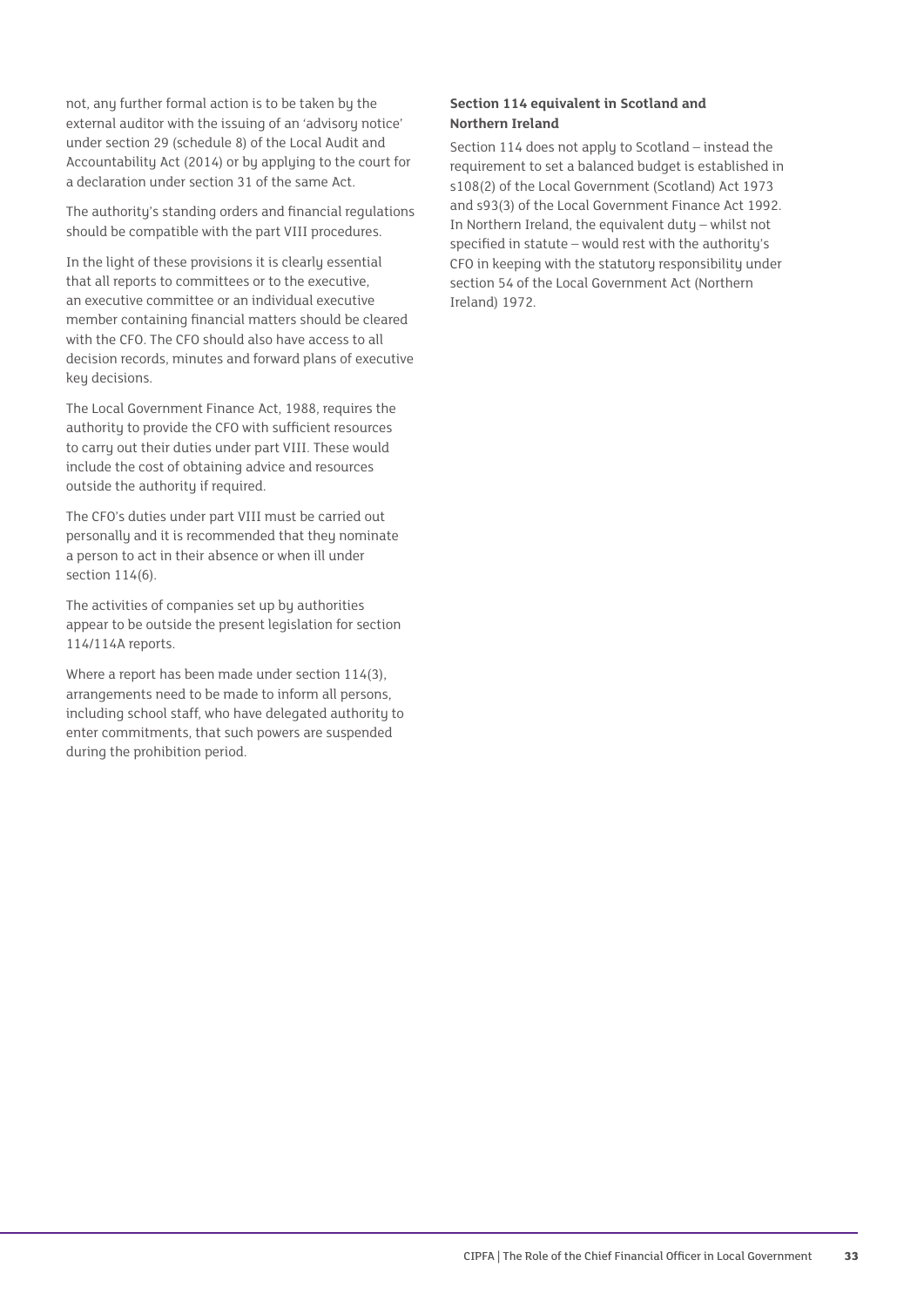not, any further formal action is to be taken by the external auditor with the issuing of an 'advisory notice' under section 29 (schedule 8) of the Local Audit and Accountability Act (2014) or by applying to the court for a declaration under section 31 of the same Act.

The authority's standing orders and financial regulations should be compatible with the part VIII procedures.

In the light of these provisions it is clearly essential that all reports to committees or to the executive, an executive committee or an individual executive member containing financial matters should be cleared with the CFO. The CFO should also have access to all decision records, minutes and forward plans of executive key decisions.

The Local Government Finance Act, 1988, requires the authority to provide the CFO with sufficient resources to carry out their duties under part VIII. These would include the cost of obtaining advice and resources outside the authority if required.

The CFO's duties under part VIII must be carried out personally and it is recommended that they nominate a person to act in their absence or when ill under section 114(6).

The activities of companies set up by authorities appear to be outside the present legislation for section 114/114A reports.

Where a report has been made under section 114(3), arrangements need to be made to inform all persons, including school staff, who have delegated authority to enter commitments, that such powers are suspended during the prohibition period.

**Section 114 equivalent in Scotland and Northern Ireland**

Section 114 does not apply to Scotland – instead the requirement to set a balanced budget is established in s108(2) of the Local Government (Scotland) Act 1973 and s93(3) of the Local Government Finance Act 1992. In Northern Ireland, the equivalent duty – whilst not specified in statute – would rest with the authority's CFO in keeping with the statutory responsibility under section 54 of the Local Government Act (Northern Ireland) 1972.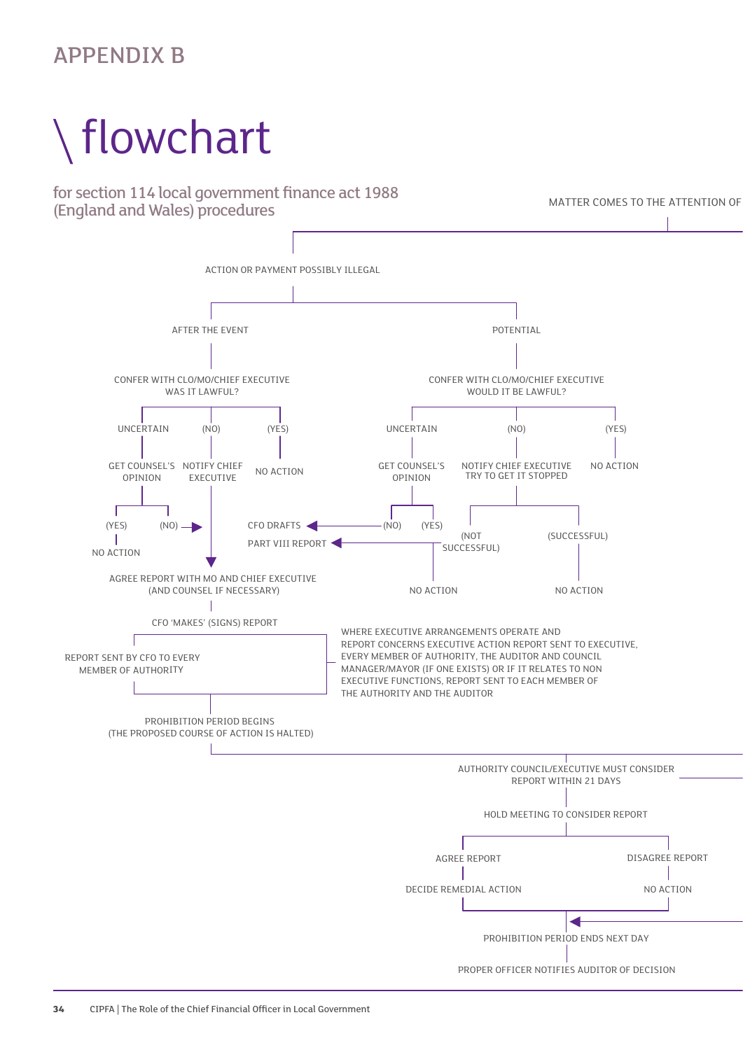# APPENDIX B

# \ flowchart

## for section 114 local government finance act 1988 (England and Wales) procedures

MATTER COMES TO THE ATTENTION OF

ACTION OR PAYMENT POSSIBLY ILLEGAL

AFTER THE EVENT

POTENTIAL

CONFER WITH CLO/MO/CHIEF EXECUTIVE
WAS IT LAWFUL?

CONFER WITH CLO/MO/CHIEF EXECUTIVE
WOULD IT BE LAWFUL?

UNCERTAIN

(NO)

(YES)

UNCERTAIN

(NO)

(YES)

GET COUNSEL'S OPINION

NOTIFY CHIEF EXECUTIVE

NO ACTION

GET COUNSEL'S OPINION

NOTIFY CHIEF EXECUTIVE TRY TO GET IT STOPPED

NO ACTION

(YES)

(NO)

CFO DRAFTS PART VIII REPORT

(NO)

(YES)

(NOT SUCCESSFUL)

(SUCCESSFUL)

NO ACTION

AGREE REPORT WITH MO AND CHIEF EXECUTIVE (AND COUNSEL IF NECESSARY)

NO ACTION

NO ACTION

CFO 'MAKES' (SIGNS) REPORT

REPORT SENT BY CFO TO EVERY MEMBER OF AUTHORITY

WHERE EXECUTIVE ARRANGEMENTS OPERATE AND REPORT CONCERNS EXECUTIVE ACTION REPORT SENT TO EXECUTIVE, EVERY MEMBER OF AUTHORITY, THE AUDITOR AND COUNCIL MANAGER/MAYOR (IF ONE EXISTS) OR IF IT RELATES TO NON EXECUTIVE FUNCTIONS, REPORT SENT TO EACH MEMBER OF THE AUTHORITY AND THE AUDITOR

PROHIBITION PERIOD BEGINS
(THE PROPOSED COURSE OF ACTION IS HALTED)

AUTHORITY COUNCIL/EXECUTIVE MUST CONSIDER REPORT WITHIN 21 DAYS

HOLD MEETING TO CONSIDER REPORT

AGREE REPORT

DISAGREE REPORT

DECIDE REMEDIAL ACTION

NO ACTION

PROHIBITION PERIOD ENDS NEXT DAY

PROPER OFFICER NOTIFIES AUDITOR OF DECISION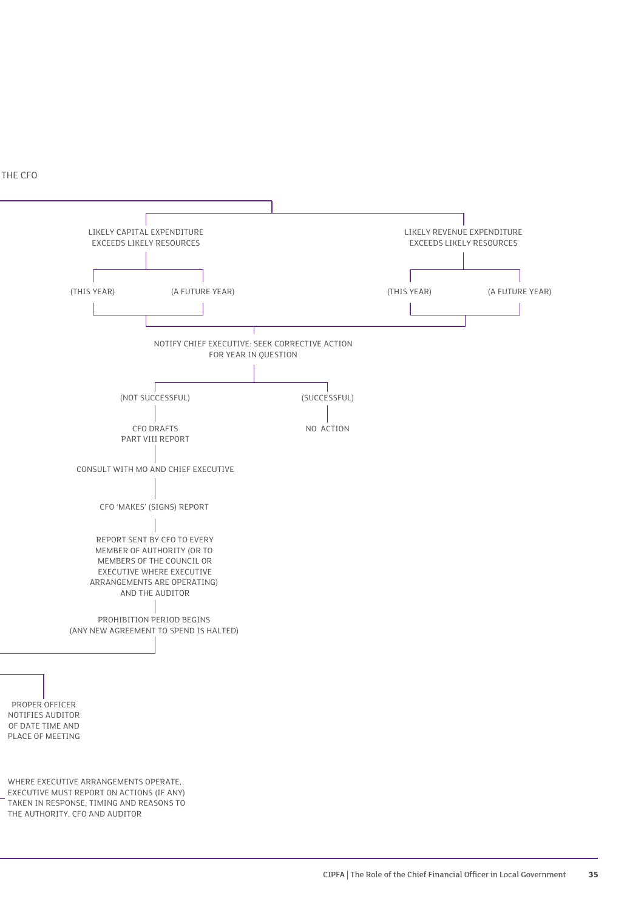THE CFO

LIKELY CAPITAL EXPENDITURE EXCEEDS LIKELY RESOURCES

- (THIS YEAR)
- (A FUTURE YEAR)

LIKELY REVENUE EXPENDITURE EXCEEDS LIKELY RESOURCES

- (THIS YEAR)
- (A FUTURE YEAR)

NOTIFY CHIEF EXECUTIVE: SEEK CORRECTIVE ACTION FOR YEAR IN QUESTION

(NOT SUCCESSFUL)

CFO DRAFTS PART VIII REPORT

CONSULT WITH MO AND CHIEF EXECUTIVE

CFO 'MAKES' (SIGNS) REPORT

REPORT SENT BY CFO TO EVERY MEMBER OF AUTHORITY (OR TO MEMBERS OF THE COUNCIL OR EXECUTIVE WHERE EXECUTIVE ARRANGEMENTS ARE OPERATING) AND THE AUDITOR

PROHIBITION PERIOD BEGINS (ANY NEW AGREEMENT TO SPEND IS HALTED)

(SUCCESSFUL)

NO ACTION

PROPER OFFICER NOTIFIES AUDITOR OF DATE TIME AND PLACE OF MEETING

WHERE EXECUTIVE ARRANGEMENTS OPERATE, EXECUTIVE MUST REPORT ON ACTIONS (IF ANY) TAKEN IN RESPONSE, TIMING AND REASONS TO THE AUTHORITY, CFO AND AUDITOR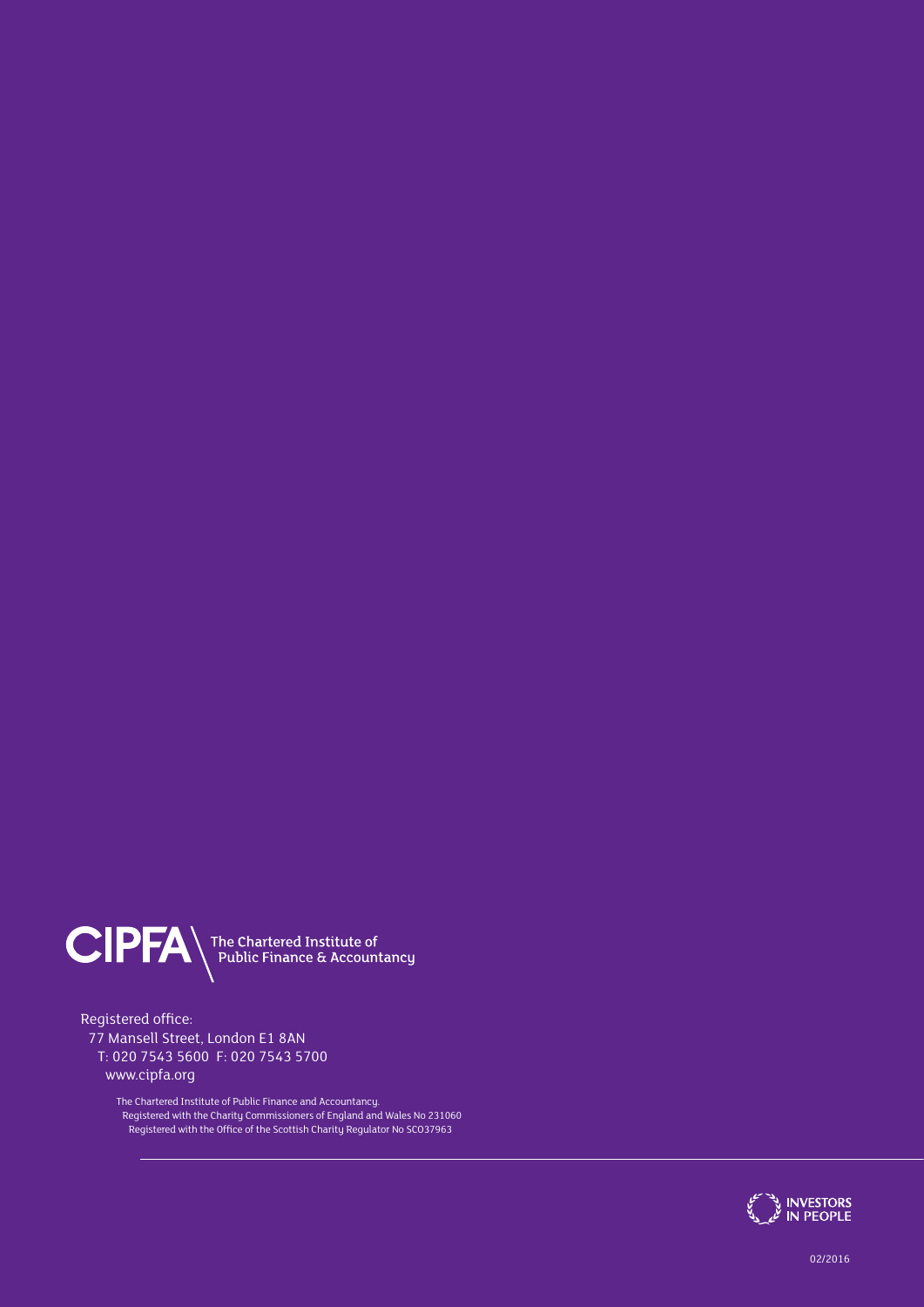CIPFA The Chartered Institute of Public Finance & Accountancy

Registered office:
77 Mansell Street, London E1 8AN
T: 020 7543 5600 F: 020 7543 5700
www.cipfa.org

The Chartered Institute of Public Finance and Accountancy.
Registered with the Charity Commissioners of England and Wales No 231060
Registered with the Office of the Scottish Charity Regulator No SC037963

INVESTORS IN PEOPLE

02/2016